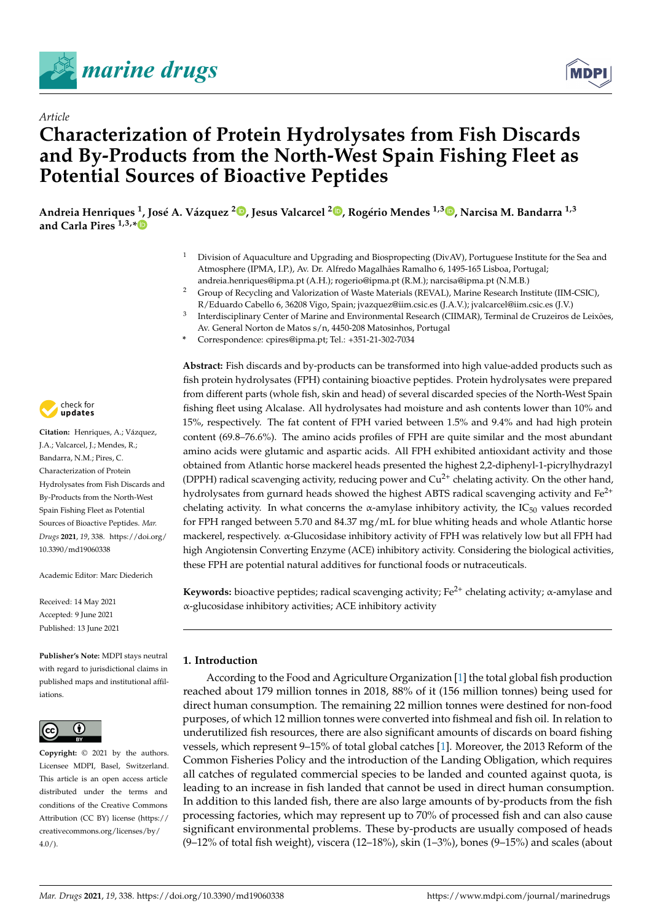*Article*

# Characterization of Protein Hydrolysates from Fish Discards and By-Products from the North-West Spain Fishing Fleet as Potential Sources of Bioactive Peptides

**Andreia Henriques [1], José A. Vázquez [2], Jesus Valcarcel [2], Rogério Mendes [1,3], Narcisa M. Bandarra [1,3] and Carla Pires [1,3,*]**

[1] Division of Aquaculture and Upgrading and Biosprospecting (DivAV), Portuguese Institute for the Sea and Atmosphere (IPMA, I.P.), Av. Dr. Alfredo Magalhães Ramalho 6, 1495-165 Lisboa, Portugal; andreia.henriques@ipma.pt (A.H.); rogerio@ipma.pt (R.M.); narcisa@ipma.pt (N.M.B.)

[2] Group of Recycling and Valorization of Waste Materials (REVAL), Marine Research Institute (IIM-CSIC), R/Eduardo Cabello 6, 36208 Vigo, Spain; jvazquez@iim.csic.es (J.A.V.); jvalcarcel@iim.csic.es (J.V.)

[3] Interdisciplinary Center of Marine and Environmental Research (CIIMAR), Terminal de Cruzeiros de Leixões, Av. General Norton de Matos s/n, 4450-208 Matosinhos, Portugal

\* Correspondence: cpires@ipma.pt; Tel.: +351-21-302-7034

**Citation:** Henriques, A.; Vázquez, J.A.; Valcarcel, J.; Mendes, R.; Bandarra, N.M.; Pires, C. Characterization of Protein Hydrolysates from Fish Discards and By-Products from the North-West Spain Fishing Fleet as Potential Sources of Bioactive Peptides. *Mar. Drugs* **2021**, *19*, 338. https://doi.org/10.3390/md19060338

Academic Editor: Marc Diederich

Received: 14 May 2021
Accepted: 9 June 2021
Published: 13 June 2021

**Publisher's Note:** MDPI stays neutral with regard to jurisdictional claims in published maps and institutional affiliations.

**Copyright:** © 2021 by the authors. Licensee MDPI, Basel, Switzerland. This article is an open access article distributed under the terms and conditions of the Creative Commons Attribution (CC BY) license (https://creativecommons.org/licenses/by/4.0/).

**Abstract:** Fish discards and by-products can be transformed into high value-added products such as fish protein hydrolysates (FPH) containing bioactive peptides. Protein hydrolysates were prepared from different parts (whole fish, skin and head) of several discarded species of the North-West Spain fishing fleet using Alcalase. All hydrolysates had moisture and ash contents lower than 10% and 15%, respectively. The fat content of FPH varied between 1.5% and 9.4% and had high protein content (69.8–76.6%). The amino acids profiles of FPH are quite similar and the most abundant amino acids were glutamic and aspartic acids. All FPH exhibited antioxidant activity and those obtained from Atlantic horse mackerel heads presented the highest 2,2-diphenyl-1-picrylhydrazyl (DPPH) radical scavenging activity, reducing power and $Cu^{2+}$ chelating activity. On the other hand, hydrolysates from gurnard heads showed the highest ABTS radical scavenging activity and $Fe^{2+}$ chelating activity. In what concerns the α-amylase inhibitory activity, the $IC_{50}$ values recorded for FPH ranged between 5.70 and 84.37 mg/mL for blue whiting heads and whole Atlantic horse mackerel, respectively. α-Glucosidase inhibitory activity of FPH was relatively low but all FPH had high Angiotensin Converting Enzyme (ACE) inhibitory activity. Considering the biological activities, these FPH are potential natural additives for functional foods or nutraceuticals.

**Keywords:** bioactive peptides; radical scavenging activity; $Fe^{2+}$ chelating activity; α-amylase and α-glucosidase inhibitory activities; ACE inhibitory activity

## 1. Introduction

According to the Food and Agriculture Organization [1] the total global fish production reached about 179 million tonnes in 2018, 88% of it (156 million tonnes) being used for direct human consumption. The remaining 22 million tonnes were destined for non-food purposes, of which 12 million tonnes were converted into fishmeal and fish oil. In relation to underutilized fish resources, there are also significant amounts of discards on board fishing vessels, which represent 9–15% of total global catches [1]. Moreover, the 2013 Reform of the Common Fisheries Policy and the introduction of the Landing Obligation, which requires all catches of regulated commercial species to be landed and counted against quota, is leading to an increase in fish landed that cannot be used in direct human consumption. In addition to this landed fish, there are also large amounts of by-products from the fish processing factories, which may represent up to 70% of processed fish and can also cause significant environmental problems. These by-products are usually composed of heads (9–12% of total fish weight), viscera (12–18%), skin (1–3%), bones (9–15%) and scales (about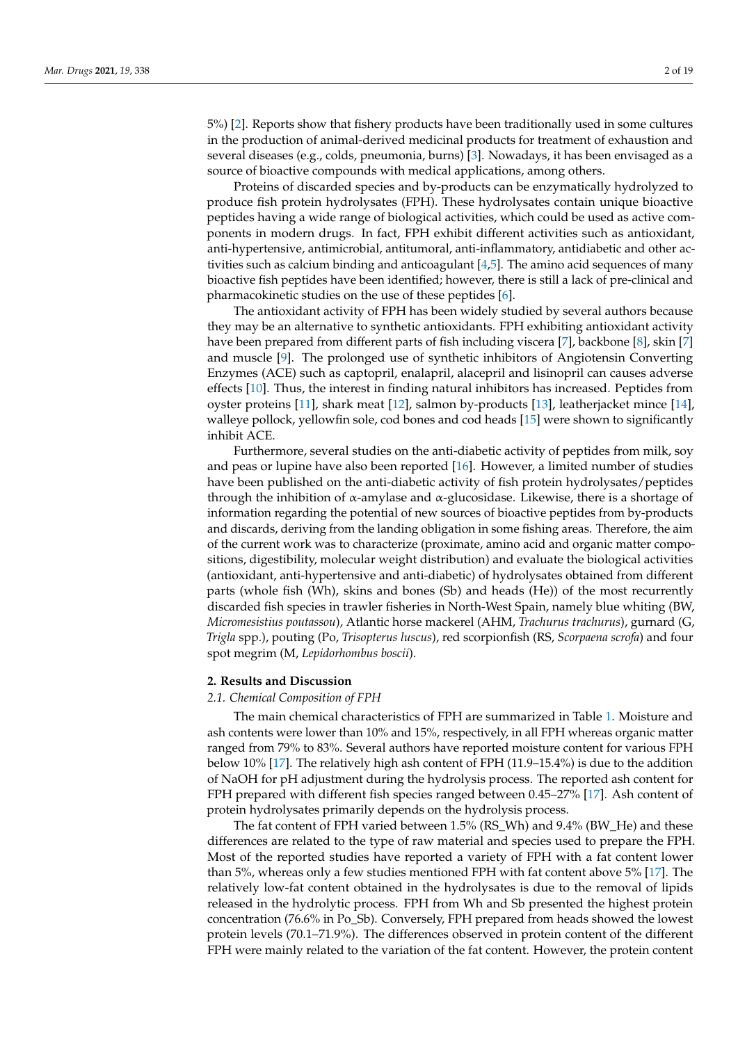5%) [2]. Reports show that fishery products have been traditionally used in some cultures in the production of animal-derived medicinal products for treatment of exhaustion and several diseases (e.g., colds, pneumonia, burns) [3]. Nowadays, it has been envisaged as a source of bioactive compounds with medical applications, among others.

Proteins of discarded species and by-products can be enzymatically hydrolyzed to produce fish protein hydrolysates (FPH). These hydrolysates contain unique bioactive peptides having a wide range of biological activities, which could be used as active components in modern drugs. In fact, FPH exhibit different activities such as antioxidant, anti-hypertensive, antimicrobial, antitumoral, anti-inflammatory, antidiabetic and other activities such as calcium binding and anticoagulant [4,5]. The amino acid sequences of many bioactive fish peptides have been identified; however, there is still a lack of pre-clinical and pharmacokinetic studies on the use of these peptides [6].

The antioxidant activity of FPH has been widely studied by several authors because they may be an alternative to synthetic antioxidants. FPH exhibiting antioxidant activity have been prepared from different parts of fish including viscera [7], backbone [8], skin [7] and muscle [9]. The prolonged use of synthetic inhibitors of Angiotensin Converting Enzymes (ACE) such as captopril, enalapril, alacepril and lisinopril can causes adverse effects [10]. Thus, the interest in finding natural inhibitors has increased. Peptides from oyster proteins [11], shark meat [12], salmon by-products [13], leatherjacket mince [14], walleye pollock, yellowfin sole, cod bones and cod heads [15] were shown to significantly inhibit ACE.

Furthermore, several studies on the anti-diabetic activity of peptides from milk, soy and peas or lupine have also been reported [16]. However, a limited number of studies have been published on the anti-diabetic activity of fish protein hydrolysates/peptides through the inhibition of $\alpha$-amylase and $\alpha$-glucosidase. Likewise, there is a shortage of information regarding the potential of new sources of bioactive peptides from by-products and discards, deriving from the landing obligation in some fishing areas. Therefore, the aim of the current work was to characterize (proximate, amino acid and organic matter compositions, digestibility, molecular weight distribution) and evaluate the biological activities (antioxidant, anti-hypertensive and anti-diabetic) of hydrolysates obtained from different parts (whole fish (Wh), skins and bones (Sb) and heads (He)) of the most recurrently discarded fish species in trawler fisheries in North-West Spain, namely blue whiting (BW, *Micromesistius poutassou*), Atlantic horse mackerel (AHM, *Trachurus trachurus*), gurnard (G, *Trigla* spp.), pouting (Po, *Trisopterus luscus*), red scorpionfish (RS, *Scorpaena scrofa*) and four spot megrim (M, *Lepidorhombus boscii*).

## 2. Results and Discussion

### 2.1. Chemical Composition of FPH

The main chemical characteristics of FPH are summarized in Table 1. Moisture and ash contents were lower than 10% and 15%, respectively, in all FPH whereas organic matter ranged from 79% to 83%. Several authors have reported moisture content for various FPH below 10% [17]. The relatively high ash content of FPH (11.9–15.4%) is due to the addition of NaOH for pH adjustment during the hydrolysis process. The reported ash content for FPH prepared with different fish species ranged between 0.45–27% [17]. Ash content of protein hydrolysates primarily depends on the hydrolysis process.

The fat content of FPH varied between 1.5% (RS_Wh) and 9.4% (BW_He) and these differences are related to the type of raw material and species used to prepare the FPH. Most of the reported studies have reported a variety of FPH with a fat content lower than 5%, whereas only a few studies mentioned FPH with fat content above 5% [17]. The relatively low-fat content obtained in the hydrolysates is due to the removal of lipids released in the hydrolytic process. FPH from Wh and Sb presented the highest protein concentration (76.6% in Po_Sb). Conversely, FPH prepared from heads showed the lowest protein levels (70.1–71.9%). The differences observed in protein content of the different FPH were mainly related to the variation of the fat content. However, the protein content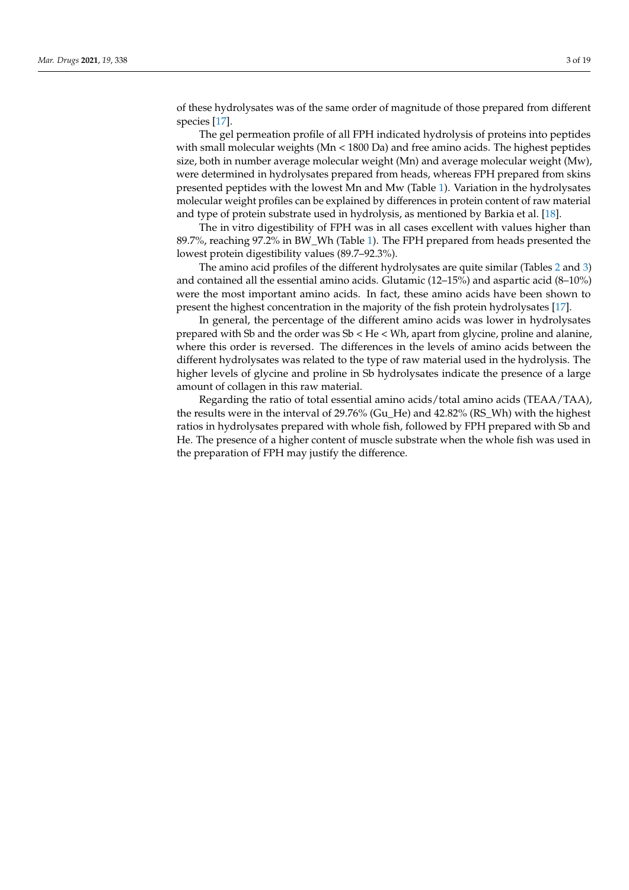of these hydrolysates was of the same order of magnitude of those prepared from different species [17].

The gel permeation profile of all FPH indicated hydrolysis of proteins into peptides with small molecular weights (Mn < 1800 Da) and free amino acids. The highest peptides size, both in number average molecular weight (Mn) and average molecular weight (Mw), were determined in hydrolysates prepared from heads, whereas FPH prepared from skins presented peptides with the lowest Mn and Mw (Table 1). Variation in the hydrolysates molecular weight profiles can be explained by differences in protein content of raw material and type of protein substrate used in hydrolysis, as mentioned by Barkia et al. [18].

The in vitro digestibility of FPH was in all cases excellent with values higher than 89.7%, reaching 97.2% in BW_Wh (Table 1). The FPH prepared from heads presented the lowest protein digestibility values (89.7–92.3%).

The amino acid profiles of the different hydrolysates are quite similar (Tables 2 and 3) and contained all the essential amino acids. Glutamic (12–15%) and aspartic acid (8–10%) were the most important amino acids. In fact, these amino acids have been shown to present the highest concentration in the majority of the fish protein hydrolysates [17].

In general, the percentage of the different amino acids was lower in hydrolysates prepared with Sb and the order was Sb < He < Wh, apart from glycine, proline and alanine, where this order is reversed. The differences in the levels of amino acids between the different hydrolysates was related to the type of raw material used in the hydrolysis. The higher levels of glycine and proline in Sb hydrolysates indicate the presence of a large amount of collagen in this raw material.

Regarding the ratio of total essential amino acids/total amino acids (TEAA/TAA), the results were in the interval of 29.76% (Gu_He) and 42.82% (RS_Wh) with the highest ratios in hydrolysates prepared with whole fish, followed by FPH prepared with Sb and He. The presence of a higher content of muscle substrate when the whole fish was used in the preparation of FPH may justify the difference.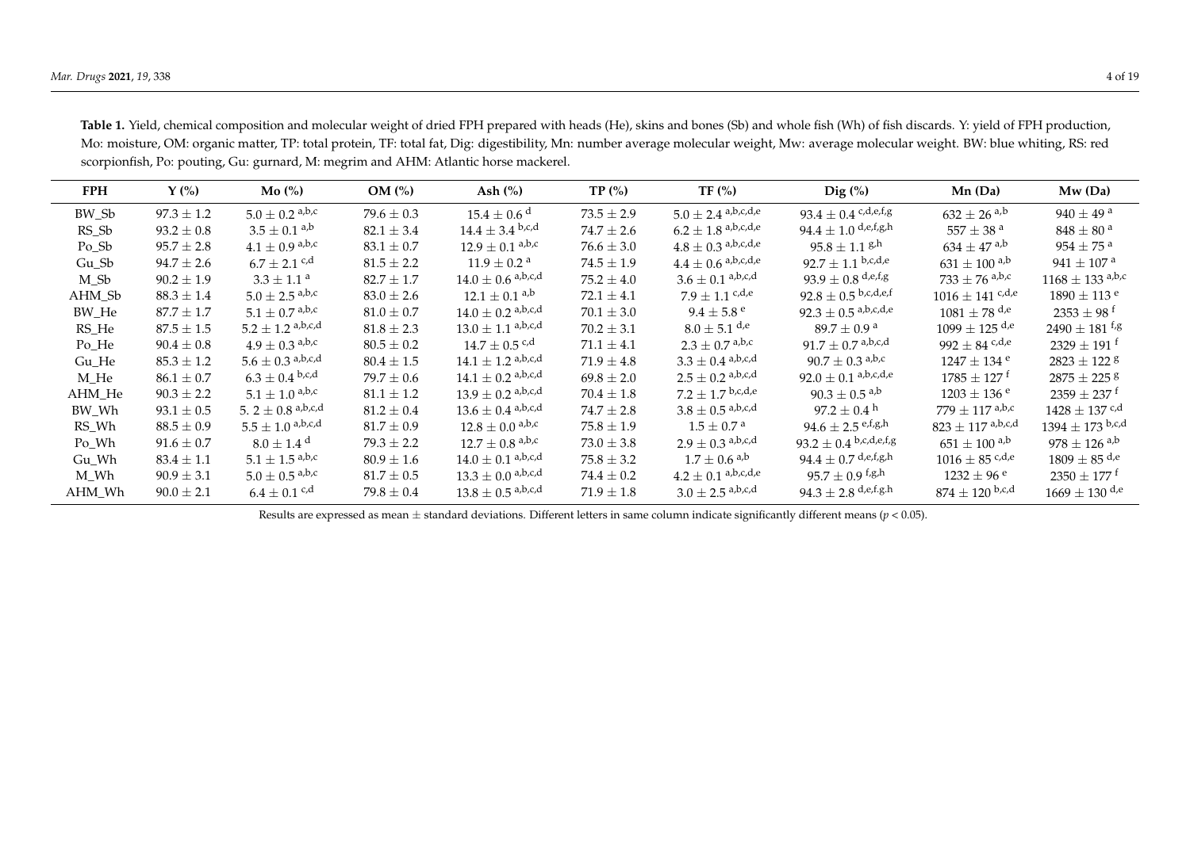**Table 1.** Yield, chemical composition and molecular weight of dried FPH prepared with heads (He), skins and bones (Sb) and whole fish (Wh) of fish discards. Y: yield of FPH production, Mo: moisture, OM: organic matter, TP: total protein, TF: total fat, Dig: digestibility, Mn: number average molecular weight, Mw: average molecular weight. BW: blue whiting, RS: red scorpionfish, Po: pouting, Gu: gurnard, M: megrim and AHM: Atlantic horse mackerel.

| FPH | Y (%) | Mo (%) | OM (%) | Ash (%) | TP (%) | TF (%) | Dig (%) | Mn (Da) | Mw (Da) |
|---|---|---|---|---|---|---|---|---|---|
| BW_Sb | 97.3 ± 1.2 | 5.0 ± 0.2 [a,b,c] | 79.6 ± 0.3 | 15.4 ± 0.6 [d] | 73.5 ± 2.9 | 5.0 ± 2.4 [a,b,c,d,e] | 93.4 ± 0.4 [c,d,e,f,g] | 632 ± 26 [a,b] | 940 ± 49 [a] |
| RS_Sb | 93.2 ± 0.8 | 3.5 ± 0.1 [a,b] | 82.1 ± 3.4 | 14.4 ± 3.4 [b,c,d] | 74.7 ± 2.6 | 6.2 ± 1.8 [a,b,c,d,e] | 94.4 ± 1.0 [d,e,f,g,h] | 557 ± 38 [a] | 848 ± 80 [a] |
| Po_Sb | 95.7 ± 2.8 | 4.1 ± 0.9 [a,b,c] | 83.1 ± 0.7 | 12.9 ± 0.1 [a,b,c] | 76.6 ± 3.0 | 4.8 ± 0.3 [a,b,c,d,e] | 95.8 ± 1.1 [g,h] | 634 ± 47 [a,b] | 954 ± 75 [a] |
| Gu_Sb | 94.7 ± 2.6 | 6.7 ± 2.1 [c,d] | 81.5 ± 2.2 | 11.9 ± 0.2 [a] | 74.5 ± 1.9 | 4.4 ± 0.6 [a,b,c,d,e] | 92.7 ± 1.1 [b,c,d,e] | 631 ± 100 [a,b] | 941 ± 107 [a] |
| M_Sb | 90.2 ± 1.9 | 3.3 ± 1.1 [a] | 82.7 ± 1.7 | 14.0 ± 0.6 [a,b,c,d] | 75.2 ± 4.0 | 3.6 ± 0.1 [a,b,c,d] | 93.9 ± 0.8 [d,e,f,g] | 733 ± 76 [a,b,c] | 1168 ± 133 [a,b,c] |
| AHM_Sb | 88.3 ± 1.4 | 5.0 ± 2.5 [a,b,c] | 83.0 ± 2.6 | 12.1 ± 0.1 [a,b] | 72.1 ± 4.1 | 7.9 ± 1.1 [c,d,e] | 92.8 ± 0.5 [b,c,d,e,f] | 1016 ± 141 [c,d,e] | 1890 ± 113 [e] |
| BW_He | 87.7 ± 1.7 | 5.1 ± 0.7 [a,b,c] | 81.0 ± 0.7 | 14.0 ± 0.2 [a,b,c,d] | 70.1 ± 3.0 | 9.4 ± 5.8 [e] | 92.3 ± 0.5 [a,b,c,d,e] | 1081 ± 78 [d,e] | 2353 ± 98 [f] |
| RS_He | 87.5 ± 1.5 | 5.2 ± 1.2 [a,b,c,d] | 81.8 ± 2.3 | 13.0 ± 1.1 [a,b,c,d] | 70.2 ± 3.1 | 8.0 ± 5.1 [d,e] | 89.7 ± 0.9 [a] | 1099 ± 125 [d,e] | 2490 ± 181 [f,g] |
| Po_He | 90.4 ± 0.8 | 4.9 ± 0.3 [a,b,c] | 80.5 ± 0.2 | 14.7 ± 0.5 [c,d] | 71.1 ± 4.1 | 2.3 ± 0.7 [a,b,c] | 91.7 ± 0.7 [a,b,c,d] | 992 ± 84 [c,d,e] | 2329 ± 191 [f] |
| Gu_He | 85.3 ± 1.2 | 5.6 ± 0.3 [a,b,c,d] | 80.4 ± 1.5 | 14.1 ± 1.2 [a,b,c,d] | 71.9 ± 4.8 | 3.3 ± 0.4 [a,b,c,d] | 90.7 ± 0.3 [a,b,c] | 1247 ± 134 [e] | 2823 ± 122 [g] |
| M_He | 86.1 ± 0.7 | 6.3 ± 0.4 [b,c,d] | 79.7 ± 0.6 | 14.1 ± 0.2 [a,b,c,d] | 69.8 ± 2.0 | 2.5 ± 0.2 [a,b,c,d] | 92.0 ± 0.1 [a,b,c,d,e] | 1785 ± 127 [f] | 2875 ± 225 [g] |
| AHM_He | 90.3 ± 2.2 | 5.1 ± 1.0 [a,b,c] | 81.1 ± 1.2 | 13.9 ± 0.2 [a,b,c,d] | 70.4 ± 1.8 | 7.2 ± 1.7 [b,c,d,e] | 90.3 ± 0.5 [a,b] | 1203 ± 136 [e] | 2359 ± 237 [f] |
| BW_Wh | 93.1 ± 0.5 | 5. 2 ± 0.8 [a,b,c,d] | 81.2 ± 0.4 | 13.6 ± 0.4 [a,b,c,d] | 74.7 ± 2.8 | 3.8 ± 0.5 [a,b,c,d] | 97.2 ± 0.4 [h] | 779 ± 117 [a,b,c] | 1428 ± 137 [c,d] |
| RS_Wh | 88.5 ± 0.9 | 5.5 ± 1.0 [a,b,c,d] | 81.7 ± 0.9 | 12.8 ± 0.0 [a,b,c] | 75.8 ± 1.9 | 1.5 ± 0.7 [a] | 94.6 ± 2.5 [e,f,g,h] | 823 ± 117 [a,b,c,d] | 1394 ± 173 [b,c,d] |
| Po_Wh | 91.6 ± 0.7 | 8.0 ± 1.4 [d] | 79.3 ± 2.2 | 12.7 ± 0.8 [a,b,c] | 73.0 ± 3.8 | 2.9 ± 0.3 [a,b,c,d] | 93.2 ± 0.4 [b,c,d,e,f,g] | 651 ± 100 [a,b] | 978 ± 126 [a,b] |
| Gu_Wh | 83.4 ± 1.1 | 5.1 ± 1.5 [a,b,c] | 80.9 ± 1.6 | 14.0 ± 0.1 [a,b,c,d] | 75.8 ± 3.2 | 1.7 ± 0.6 [a,b] | 94.4 ± 0.7 [d,e,f,g,h] | 1016 ± 85 [c,d,e] | 1809 ± 85 [d,e] |
| M_Wh | 90.9 ± 3.1 | 5.0 ± 0.5 [a,b,c] | 81.7 ± 0.5 | 13.3 ± 0.0 [a,b,c,d] | 74.4 ± 0.2 | 4.2 ± 0.1 [a,b,c,d,e] | 95.7 ± 0.9 [f,g,h] | 1232 ± 96 [e] | 2350 ± 177 [f] |
| AHM_Wh | 90.0 ± 2.1 | 6.4 ± 0.1 [c,d] | 79.8 ± 0.4 | 13.8 ± 0.5 [a,b,c,d] | 71.9 ± 1.8 | 3.0 ± 2.5 [a,b,c,d] | 94.3 ± 2.8 [d,e,f,g,h] | 874 ± 120 [b,c,d] | 1669 ± 130 [d,e] |

Results are expressed as mean ± standard deviations. Different letters in same column indicate significantly different means ($p < 0.05$).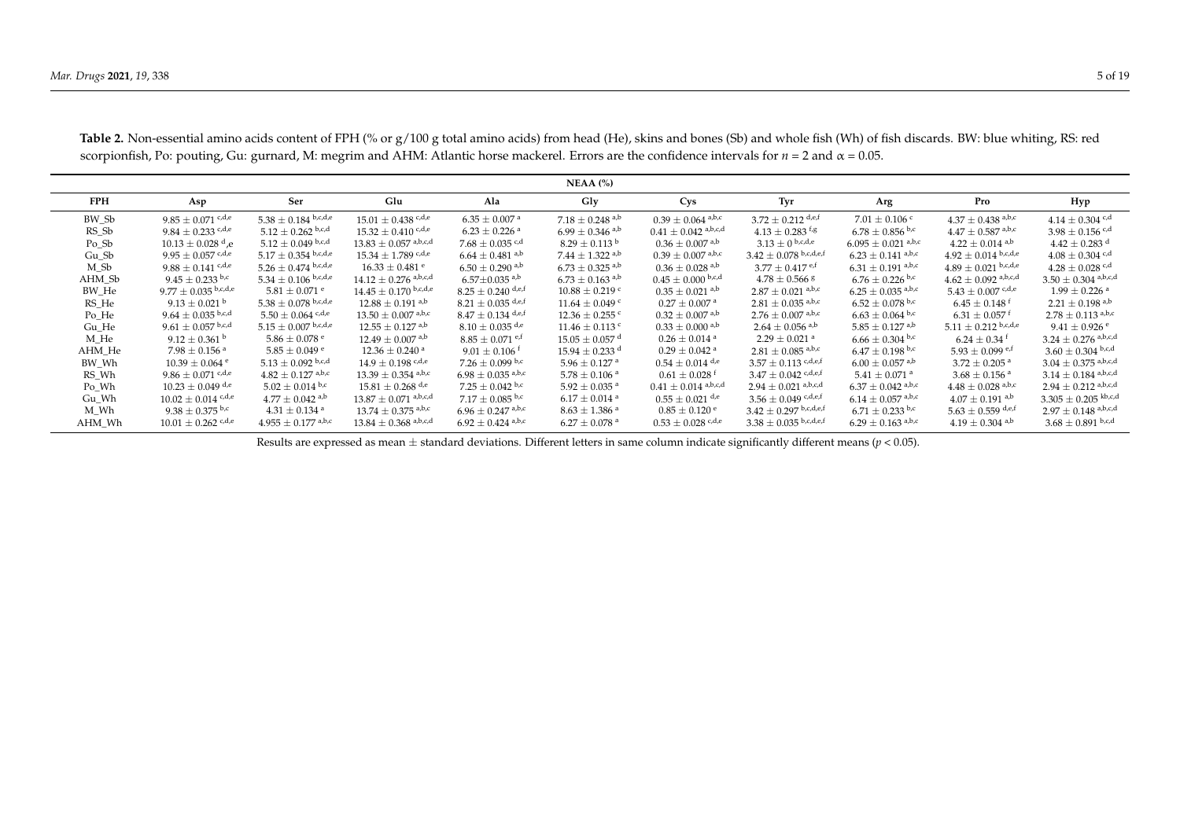**Table 2.** Non-essential amino acids content of FPH (% or g/100 g total amino acids) from head (He), skins and bones (Sb) and whole fish (Wh) of fish discards. BW: blue whiting, RS: red scorpionfish, Po: pouting, Gu: gurnard, M: megrim and AHM: Atlantic horse mackerel. Errors are the confidence intervals for $n = 2$ and $\alpha = 0.05$.

| | NEAA (%) | | | | | | | | | |
|---|---|---|---|---|---|---|---|---|---|---|
| FPH | Asp | Ser | Glu | Ala | Gly | Cys | Tyr | Arg | Pro | Hyp |
| BW_Sb | $9.85 \pm 0.071^{c,d,e}$ | $5.38 \pm 0.184^{b,c,d,e}$ | $15.01 \pm 0.438^{c,d,e}$ | $6.35 \pm 0.007^{a}$ | $7.18 \pm 0.248^{a,b}$ | $0.39 \pm 0.064^{a,b,c}$ | $3.72 \pm 0.212^{d,e,f}$ | $7.01 \pm 0.106^{c}$ | $4.37 \pm 0.438^{a,b,c}$ | $4.14 \pm 0.304^{c,d}$ |
| RS_Sb | $9.84 \pm 0.233^{c,d,e}$ | $5.12 \pm 0.262^{b,c,d}$ | $15.32 \pm 0.410^{c,d,e}$ | $6.23 \pm 0.226^{a}$ | $6.99 \pm 0.346^{a,b}$ | $0.41 \pm 0.042^{a,b,c,d}$ | $4.13 \pm 0.283^{f,g}$ | $6.78 \pm 0.856^{b,c}$ | $4.47 \pm 0.587^{a,b,c}$ | $3.98 \pm 0.156^{c,d}$ |
| Po_Sb | $10.13 \pm 0.028^{d}{,e}$ | $5.12 \pm 0.049^{b,c,d}$ | $13.83 \pm 0.057^{a,b,c,d}$ | $7.68 \pm 0.035^{c,d}$ | $8.29 \pm 0.113^{b}$ | $0.36 \pm 0.007^{a,b}$ | $3.13 \pm 0^{b,c,d,e}$ | $6.095 \pm 0.021^{a,b,c}$ | $4.22 \pm 0.014^{a,b}$ | $4.42 \pm 0.283^{d}$ |
| Gu_Sb | $9.95 \pm 0.057^{c,d,e}$ | $5.17 \pm 0.354^{b,c,d,e}$ | $15.34 \pm 1.789^{c,d,e}$ | $6.64 \pm 0.481^{a,b}$ | $7.44 \pm 1.322^{a,b}$ | $0.39 \pm 0.007^{a,b,c}$ | $3.42 \pm 0.078^{b,c,d,e,f}$ | $6.23 \pm 0.141^{a,b,c}$ | $4.92 \pm 0.014^{b,c,d,e}$ | $4.08 \pm 0.304^{c,d}$ |
| M_Sb | $9.88 \pm 0.141^{c,d,e}$ | $5.26 \pm 0.474^{b,c,d,e}$ | $16.33 \pm 0.481^{e}$ | $6.50 \pm 0.290^{a,b}$ | $6.73 \pm 0.325^{a,b}$ | $0.36 \pm 0.028^{a,b}$ | $3.77 \pm 0.417^{e,f}$ | $6.31 \pm 0.191^{a,b,c}$ | $4.89 \pm 0.021^{b,c,d,e}$ | $4.28 \pm 0.028^{c,d}$ |
| AHM_Sb | $9.45 \pm 0.233^{b,c}$ | $5.34 \pm 0.106^{b,c,d,e}$ | $14.12 \pm 0.276^{a,b,c,d}$ | $6.57 \pm 0.035^{a,b}$ | $6.73 \pm 0.163^{a,b}$ | $0.45 \pm 0.000^{b,c,d}$ | $4.78 \pm 0.566^{g}$ | $6.76 \pm 0.226^{b,c}$ | $4.62 \pm 0.092^{a,b,c,d}$ | $3.50 \pm 0.304^{a,b,c,d}$ |
| BW_He | $9.77 \pm 0.035^{b,c,d,e}$ | $5.81 \pm 0.071^{e}$ | $14.45 \pm 0.170^{b,c,d,e}$ | $8.25 \pm 0.240^{d,e,f}$ | $10.88 \pm 0.219^{c}$ | $0.35 \pm 0.021^{a,b}$ | $2.87 \pm 0.021^{a,b,c}$ | $6.25 \pm 0.035^{a,b,c}$ | $5.43 \pm 0.007^{c,d,e}$ | $1.99 \pm 0.226^{a}$ |
| RS_He | $9.13 \pm 0.021^{b}$ | $5.38 \pm 0.078^{b,c,d,e}$ | $12.88 \pm 0.191^{a,b}$ | $8.21 \pm 0.035^{d,e,f}$ | $11.64 \pm 0.049^{c}$ | $0.27 \pm 0.007^{a}$ | $2.81 \pm 0.035^{a,b,c}$ | $6.52 \pm 0.078^{b,c}$ | $6.45 \pm 0.148^{f}$ | $2.21 \pm 0.198^{a,b}$ |
| Po_He | $9.64 \pm 0.035^{b,c,d}$ | $5.50 \pm 0.064^{c,d,e}$ | $13.50 \pm 0.007^{a,b,c}$ | $8.47 \pm 0.134^{d,e,f}$ | $12.36 \pm 0.255^{c}$ | $0.32 \pm 0.007^{a,b}$ | $2.76 \pm 0.007^{a,b,c}$ | $6.63 \pm 0.064^{b,c}$ | $6.31 \pm 0.057^{f}$ | $2.78 \pm 0.113^{a,b,c}$ |
| Gu_He | $9.61 \pm 0.057^{b,c,d}$ | $5.15 \pm 0.007^{b,c,d,e}$ | $12.55 \pm 0.127^{a,b}$ | $8.10 \pm 0.035^{d,e}$ | $11.46 \pm 0.113^{c}$ | $0.33 \pm 0.000^{a,b}$ | $2.64 \pm 0.056^{a,b}$ | $5.85 \pm 0.127^{a,b}$ | $5.11 \pm 0.212^{b,c,d,e}$ | $9.41 \pm 0.926^{e}$ |
| M_He | $9.12 \pm 0.361^{b}$ | $5.86 \pm 0.078^{e}$ | $12.49 \pm 0.007^{a,b}$ | $8.85 \pm 0.071^{e,f}$ | $15.05 \pm 0.057^{d}$ | $0.26 \pm 0.014^{a}$ | $2.29 \pm 0.021^{a}$ | $6.66 \pm 0.304^{b,c}$ | $6.24 \pm 0.34^{f}$ | $3.24 \pm 0.276^{a,b,c,d}$ |
| AHM_He | $7.98 \pm 0.156^{a}$ | $5.85 \pm 0.049^{e}$ | $12.36 \pm 0.240^{a}$ | $9.01 \pm 0.106^{f}$ | $15.94 \pm 0.233^{d}$ | $0.29 \pm 0.042^{a}$ | $2.81 \pm 0.085^{a,b,c}$ | $6.47 \pm 0.198^{b,c}$ | $5.93 \pm 0.099^{e,f}$ | $3.60 \pm 0.304^{b,c,d}$ |
| BW_Wh | $10.39 \pm 0.064^{e}$ | $5.13 \pm 0.092^{b,c,d}$ | $14.9 \pm 0.198^{c,d,e}$ | $7.26 \pm 0.099^{b,c}$ | $5.96 \pm 0.127^{a}$ | $0.54 \pm 0.014^{d,e}$ | $3.57 \pm 0.113^{c,d,e,f}$ | $6.00 \pm 0.057^{a,b}$ | $3.72 \pm 0.205^{a}$ | $3.04 \pm 0.375^{a,b,c,d}$ |
| RS_Wh | $9.86 \pm 0.071^{c,d,e}$ | $4.82 \pm 0.127^{a,b,c}$ | $13.39 \pm 0.354^{a,b,c}$ | $6.98 \pm 0.035^{a,b,c}$ | $5.78 \pm 0.106^{a}$ | $0.61 \pm 0.028^{f}$ | $3.47 \pm 0.042^{c,d,e,f}$ | $5.41 \pm 0.071^{a}$ | $3.68 \pm 0.156^{a}$ | $3.14 \pm 0.184^{a,b,c,d}$ |
| Po_Wh | $10.23 \pm 0.049^{d,e}$ | $5.02 \pm 0.014^{b,c}$ | $15.81 \pm 0.268^{d,e}$ | $7.25 \pm 0.042^{b,c}$ | $5.92 \pm 0.035^{a}$ | $0.41 \pm 0.014^{a,b,c,d}$ | $2.94 \pm 0.021^{a,b,c,d}$ | $6.37 \pm 0.042^{a,b,c}$ | $4.48 \pm 0.028^{a,b,c}$ | $2.94 \pm 0.212^{a,b,c,d}$ |
| Gu_Wh | $10.02 \pm 0.014^{c,d,e}$ | $4.77 \pm 0.042^{a,b}$ | $13.87 \pm 0.071^{a,b,c,d}$ | $7.17 \pm 0.085^{b,c}$ | $6.17 \pm 0.014^{a}$ | $0.55 \pm 0.021^{d,e}$ | $3.56 \pm 0.049^{c,d,e,f}$ | $6.14 \pm 0.057^{a,b,c}$ | $4.07 \pm 0.191^{a,b}$ | $3.305 \pm 0.205^{kb,c,d}$ |
| M_Wh | $9.38 \pm 0.375^{b,c}$ | $4.31 \pm 0.134^{a}$ | $13.74 \pm 0.375^{a,b,c}$ | $6.96 \pm 0.247^{a,b,c}$ | $8.63 \pm 1.386^{a}$ | $0.85 \pm 0.120^{e}$ | $3.42 \pm 0.297^{b,c,d,e,f}$ | $6.71 \pm 0.233^{b,c}$ | $5.63 \pm 0.559^{d,e,f}$ | $2.97 \pm 0.148^{a,b,c,d}$ |
| AHM_Wh | $10.01 \pm 0.262^{c,d,e}$ | $4.955 \pm 0.177^{a,b,c}$ | $13.84 \pm 0.368^{a,b,c,d}$ | $6.92 \pm 0.424^{a,b,c}$ | $6.27 \pm 0.078^{a}$ | $0.53 \pm 0.028^{c,d,e}$ | $3.38 \pm 0.035^{b,c,d,e,f}$ | $6.29 \pm 0.163^{a,b,c}$ | $4.19 \pm 0.304^{a,b}$ | $3.68 \pm 0.891^{b,c,d}$ |

Results are expressed as mean ± standard deviations. Different letters in same column indicate significantly different means ($p < 0.05$).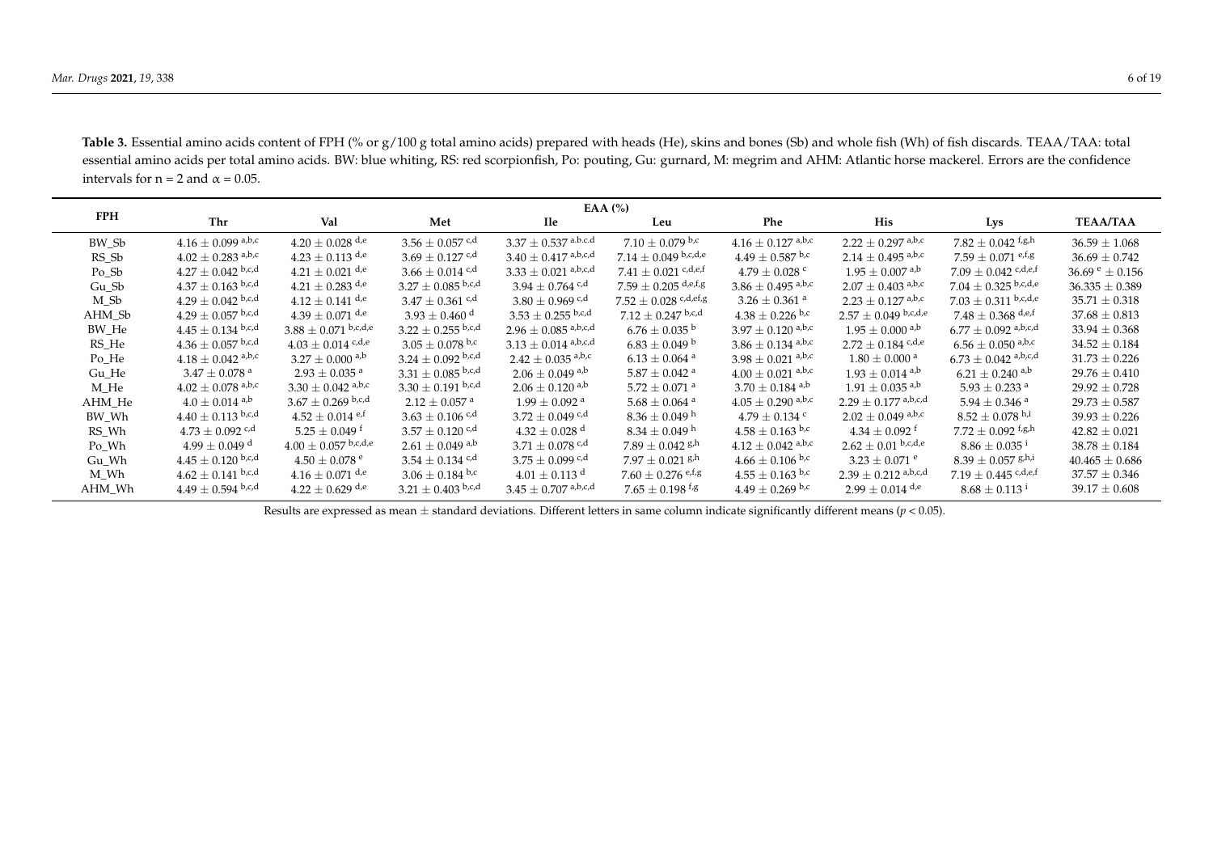**Table 3.** Essential amino acids content of FPH (% or g/100 g total amino acids) prepared with heads (He), skins and bones (Sb) and whole fish (Wh) of fish discards. TEAA/TAA: total essential amino acids per total amino acids. BW: blue whiting, RS: red scorpionfish, Po: pouting, Gu: gurnard, M: megrim and AHM: Atlantic horse mackerel. Errors are the confidence intervals for n = 2 and α = 0.05.

| FPH | EAA (%) | | | | | | | | |
|---|---|---|---|---|---|---|---|---|---|
| | Thr | Val | Met | Ile | Leu | Phe | His | Lys | TEAA/TAA |
| BW_Sb | 4.16 ± 0.099 [a,b,c] | 4.20 ± 0.028 [d,e] | 3.56 ± 0.057 [c,d] | 3.37 ± 0.537 [a,b,c,d] | 7.10 ± 0.079 [b,c] | 4.16 ± 0.127 [a,b,c] | 2.22 ± 0.297 [a,b,c] | 7.82 ± 0.042 [f,g,h] | 36.59 ± 1.068 |
| RS_Sb | 4.02 ± 0.283 [a,b,c] | 4.23 ± 0.113 [d,e] | 3.69 ± 0.127 [c,d] | 3.40 ± 0.417 [a,b,c,d] | 7.14 ± 0.049 [b,c,d,e] | 4.49 ± 0.587 [b,c] | 2.14 ± 0.495 [a,b,c] | 7.59 ± 0.071 [e,f,g] | 36.69 ± 0.742 |
| Po_Sb | 4.27 ± 0.042 [b,c,d] | 4.21 ± 0.021 [d,e] | 3.66 ± 0.014 [c,d] | 3.33 ± 0.021 [a,b,c,d] | 7.41 ± 0.021 [c,d,e,f] | 4.79 ± 0.028 [c] | 1.95 ± 0.007 [a,b] | 7.09 ± 0.042 [c,d,e,f] | 36.69 [e] ± 0.156 |
| Gu_Sb | 4.37 ± 0.163 [b,c,d] | 4.21 ± 0.283 [d,e] | 3.27 ± 0.085 [b,c,d] | 3.94 ± 0.764 [c,d] | 7.59 ± 0.205 [d,e,f,g] | 3.86 ± 0.495 [a,b,c] | 2.07 ± 0.403 [a,b,c] | 7.04 ± 0.325 [b,c,d,e] | 36.335 ± 0.389 |
| M_Sb | 4.29 ± 0.042 [b,c,d] | 4.12 ± 0.141 [d,e] | 3.47 ± 0.361 [c,d] | 3.80 ± 0.969 [c,d] | 7.52 ± 0.028 [c,d,ef,g] | 3.26 ± 0.361 [a] | 2.23 ± 0.127 [a,b,c] | 7.03 ± 0.311 [b,c,d,e] | 35.71 ± 0.318 |
| AHM_Sb | 4.29 ± 0.057 [b,c,d] | 4.39 ± 0.071 [d,e] | 3.93 ± 0.460 [d] | 3.53 ± 0.255 [b,c,d] | 7.12 ± 0.247 [b,c,d] | 4.38 ± 0.226 [b,c] | 2.57 ± 0.049 [b,c,d,e] | 7.48 ± 0.368 [d,e,f] | 37.68 ± 0.813 |
| BW_He | 4.45 ± 0.134 [b,c,d] | 3.88 ± 0.071 [b,c,d,e] | 3.22 ± 0.255 [b,c,d] | 2.96 ± 0.085 [a,b,c,d] | 6.76 ± 0.035 [b] | 3.97 ± 0.120 [a,b,c] | 1.95 ± 0.000 [a,b] | 6.77 ± 0.092 [a,b,c,d] | 33.94 ± 0.368 |
| RS_He | 4.36 ± 0.057 [b,c,d] | 4.03 ± 0.014 [c,d,e] | 3.05 ± 0.078 [b,c] | 3.13 ± 0.014 [a,b,c,d] | 6.83 ± 0.049 [b] | 3.86 ± 0.134 [a,b,c] | 2.72 ± 0.184 [c,d,e] | 6.56 ± 0.050 [a,b,c] | 34.52 ± 0.184 |
| Po_He | 4.18 ± 0.042 [a,b,c] | 3.27 ± 0.000 [a,b] | 3.24 ± 0.092 [b,c,d] | 2.42 ± 0.035 [a,b,c] | 6.13 ± 0.064 [a] | 3.98 ± 0.021 [a,b,c] | 1.80 ± 0.000 [a] | 6.73 ± 0.042 [a,b,c,d] | 31.73 ± 0.226 |
| Gu_He | 3.47 ± 0.078 [a] | 2.93 ± 0.035 [a] | 3.31 ± 0.085 [b,c,d] | 2.06 ± 0.049 [a,b] | 5.87 ± 0.042 [a] | 4.00 ± 0.021 [a,b,c] | 1.93 ± 0.014 [a,b] | 6.21 ± 0.240 [a,b] | 29.76 ± 0.410 |
| M_He | 4.02 ± 0.078 [a,b,c] | 3.30 ± 0.042 [a,b,c] | 3.30 ± 0.191 [b,c,d] | 2.06 ± 0.120 [a,b] | 5.72 ± 0.071 [a] | 3.70 ± 0.184 [a,b] | 1.91 ± 0.035 [a,b] | 5.93 ± 0.233 [a] | 29.92 ± 0.728 |
| AHM_He | 4.0 ± 0.014 [a,b] | 3.67 ± 0.269 [b,c,d] | 2.12 ± 0.057 [a] | 1.99 ± 0.092 [a] | 5.68 ± 0.064 [a] | 4.05 ± 0.290 [a,b,c] | 2.29 ± 0.177 [a,b,c,d] | 5.94 ± 0.346 [a] | 29.73 ± 0.587 |
| BW_Wh | 4.40 ± 0.113 [b,c,d] | 4.52 ± 0.014 [e,f] | 3.63 ± 0.106 [c,d] | 3.72 ± 0.049 [c,d] | 8.36 ± 0.049 [h] | 4.79 ± 0.134 [c] | 2.02 ± 0.049 [a,b,c] | 8.52 ± 0.078 [h,i] | 39.93 ± 0.226 |
| RS_Wh | 4.73 ± 0.092 [c,d] | 5.25 ± 0.049 [f] | 3.57 ± 0.120 [c,d] | 4.32 ± 0.028 [d] | 8.34 ± 0.049 [h] | 4.58 ± 0.163 [b,c] | 4.34 ± 0.092 [f] | 7.72 ± 0.092 [f,g,h] | 42.82 ± 0.021 |
| Po_Wh | 4.99 ± 0.049 [d] | 4.00 ± 0.057 [b,c,d,e] | 2.61 ± 0.049 [a,b] | 3.71 ± 0.078 [c,d] | 7.89 ± 0.042 [g,h] | 4.12 ± 0.042 [a,b,c] | 2.62 ± 0.01 [b,c,d,e] | 8.86 ± 0.035 [i] | 38.78 ± 0.184 |
| Gu_Wh | 4.45 ± 0.120 [b,c,d] | 4.50 ± 0.078 [e] | 3.54 ± 0.134 [c,d] | 3.75 ± 0.099 [c,d] | 7.97 ± 0.021 [g,h] | 4.66 ± 0.106 [b,c] | 3.23 ± 0.071 [e] | 8.39 ± 0.057 [g,h,i] | 40.465 ± 0.686 |
| M_Wh | 4.62 ± 0.141 [b,c,d] | 4.16 ± 0.071 [d,e] | 3.06 ± 0.184 [b,c] | 4.01 ± 0.113 [d] | 7.60 ± 0.276 [e,f,g] | 4.55 ± 0.163 [b,c] | 2.39 ± 0.212 [a,b,c,d] | 7.19 ± 0.445 [c,d,e,f] | 37.57 ± 0.346 |
| AHM_Wh | 4.49 ± 0.594 [b,c,d] | 4.22 ± 0.629 [d,e] | 3.21 ± 0.403 [b,c,d] | 3.45 ± 0.707 [a,b,c,d] | 7.65 ± 0.198 [f,g] | 4.49 ± 0.269 [b,c] | 2.99 ± 0.014 [d,e] | 8.68 ± 0.113 [i] | 39.17 ± 0.608 |

Results are expressed as mean ± standard deviations. Different letters in same column indicate significantly different means ($p < 0.05$).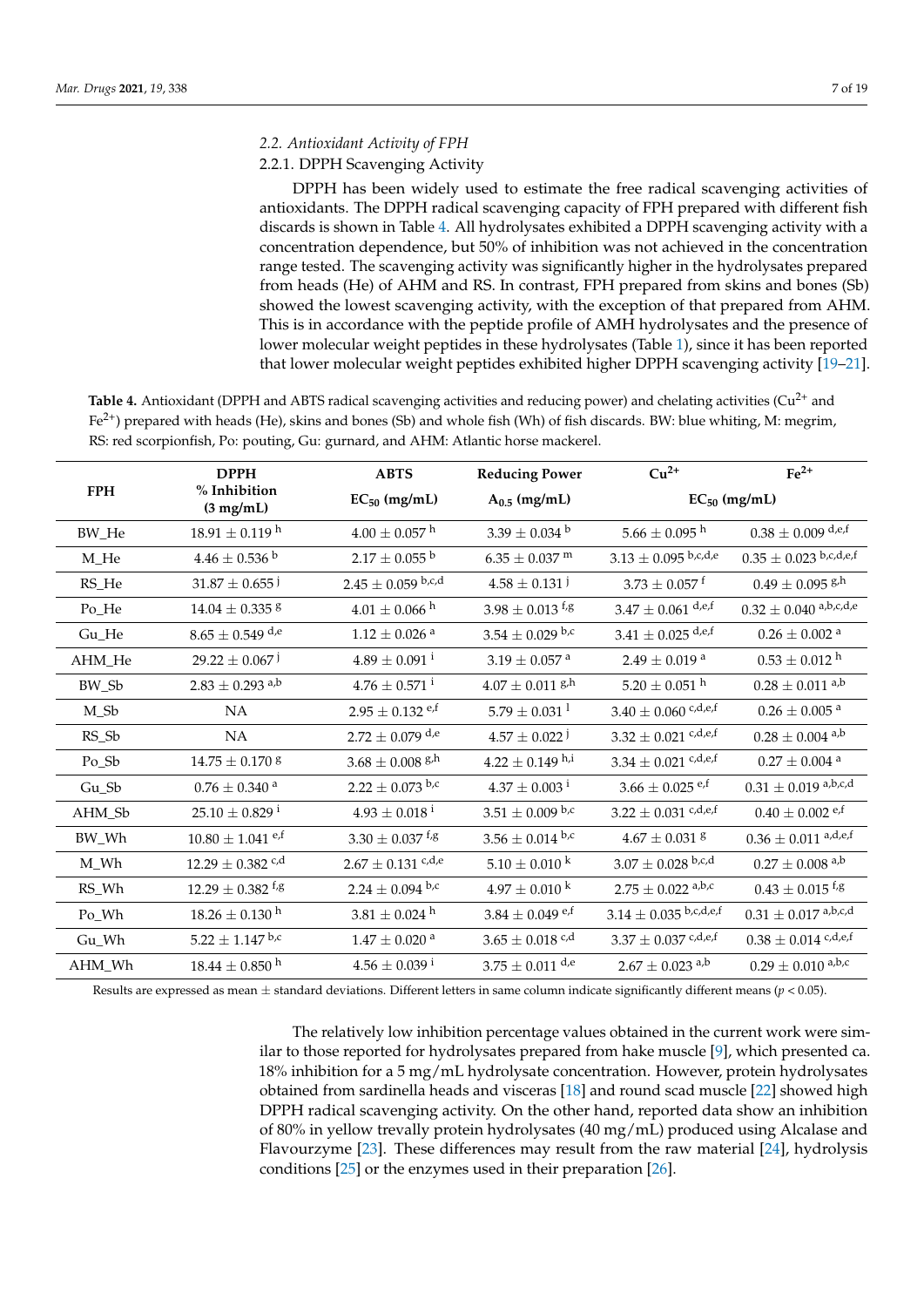### 2.2. Antioxidant Activity of FPH

#### 2.2.1. DPPH Scavenging Activity

DPPH has been widely used to estimate the free radical scavenging activities of antioxidants. The DPPH radical scavenging capacity of FPH prepared with different fish discards is shown in Table 4. All hydrolysates exhibited a DPPH scavenging activity with a concentration dependence, but 50% of inhibition was not achieved in the concentration range tested. The scavenging activity was significantly higher in the hydrolysates prepared from heads (He) of AHM and RS. In contrast, FPH prepared from skins and bones (Sb) showed the lowest scavenging activity, with the exception of that prepared from AHM. This is in accordance with the peptide profile of AMH hydrolysates and the presence of lower molecular weight peptides in these hydrolysates (Table 1), since it has been reported that lower molecular weight peptides exhibited higher DPPH scavenging activity [19–21].

**Table 4.** Antioxidant (DPPH and ABTS radical scavenging activities and reducing power) and chelating activities ($Cu^{2+}$ and $Fe^{2+}$) prepared with heads (He), skins and bones (Sb) and whole fish (Wh) of fish discards. BW: blue whiting, M: megrim, RS: red scorpionfish, Po: pouting, Gu: gurnard, and AHM: Atlantic horse mackerel.

| FPH | DPPH % Inhibition (3 mg/mL) | ABTS $EC_{50}$ (mg/mL) | Reducing Power $A_{0.5}$ (mg/mL) | $Cu^{2+}$ $EC_{50}$ (mg/mL) | $Fe^{2+}$ $EC_{50}$ (mg/mL) |
|---|---|---|---|---|---|
| BW_He | 18.91 ± 0.119 $^{h}$ | 4.00 ± 0.057 $^{h}$ | 3.39 ± 0.034 $^{b}$ | 5.66 ± 0.095 $^{h}$ | 0.38 ± 0.009 $^{d,e,f}$ |
| M_He | 4.46 ± 0.536 $^{b}$ | 2.17 ± 0.055 $^{b}$ | 6.35 ± 0.037 $^{m}$ | 3.13 ± 0.095 $^{b,c,d,e}$ | 0.35 ± 0.023 $^{b,c,d,e,f}$ |
| RS_He | 31.87 ± 0.655 $^{j}$ | 2.45 ± 0.059 $^{b,c,d}$ | 4.58 ± 0.131 $^{j}$ | 3.73 ± 0.057 $^{f}$ | 0.49 ± 0.095 $^{g,h}$ |
| Po_He | 14.04 ± 0.335 $^{g}$ | 4.01 ± 0.066 $^{h}$ | 3.98 ± 0.013 $^{f,g}$ | 3.47 ± 0.061 $^{d,e,f}$ | 0.32 ± 0.040 $^{a,b,c,d,e}$ |
| Gu_He | 8.65 ± 0.549 $^{d,e}$ | 1.12 ± 0.026 $^{a}$ | 3.54 ± 0.029 $^{b,c}$ | 3.41 ± 0.025 $^{d,e,f}$ | 0.26 ± 0.002 $^{a}$ |
| AHM_He | 29.22 ± 0.067 $^{j}$ | 4.89 ± 0.091 $^{i}$ | 3.19 ± 0.057 $^{a}$ | 2.49 ± 0.019 $^{a}$ | 0.53 ± 0.012 $^{h}$ |
| BW_Sb | 2.83 ± 0.293 $^{a,b}$ | 4.76 ± 0.571 $^{i}$ | 4.07 ± 0.011 $^{g,h}$ | 5.20 ± 0.051 $^{h}$ | 0.28 ± 0.011 $^{a,b}$ |
| M_Sb | NA | 2.95 ± 0.132 $^{e,f}$ | 5.79 ± 0.031 $^{l}$ | 3.40 ± 0.060 $^{c,d,e,f}$ | 0.26 ± 0.005 $^{a}$ |
| RS_Sb | NA | 2.72 ± 0.079 $^{d,e}$ | 4.57 ± 0.022 $^{j}$ | 3.32 ± 0.021 $^{c,d,e,f}$ | 0.28 ± 0.004 $^{a,b}$ |
| Po_Sb | 14.75 ± 0.170 $^{g}$ | 3.68 ± 0.008 $^{g,h}$ | 4.22 ± 0.149 $^{h,i}$ | 3.34 ± 0.021 $^{c,d,e,f}$ | 0.27 ± 0.004 $^{a}$ |
| Gu_Sb | 0.76 ± 0.340 $^{a}$ | 2.22 ± 0.073 $^{b,c}$ | 4.37 ± 0.003 $^{i}$ | 3.66 ± 0.025 $^{e,f}$ | 0.31 ± 0.019 $^{a,b,c,d}$ |
| AHM_Sb | 25.10 ± 0.829 $^{i}$ | 4.93 ± 0.018 $^{i}$ | 3.51 ± 0.009 $^{b,c}$ | 3.22 ± 0.031 $^{c,d,e,f}$ | 0.40 ± 0.002 $^{e,f}$ |
| BW_Wh | 10.80 ± 1.041 $^{e,f}$ | 3.30 ± 0.037 $^{f,g}$ | 3.56 ± 0.014 $^{b,c}$ | 4.67 ± 0.031 $^{g}$ | 0.36 ± 0.011 $^{a,d,e,f}$ |
| M_Wh | 12.29 ± 0.382 $^{c,d}$ | 2.67 ± 0.131 $^{c,d,e}$ | 5.10 ± 0.010 $^{k}$ | 3.07 ± 0.028 $^{b,c,d}$ | 0.27 ± 0.008 $^{a,b}$ |
| RS_Wh | 12.29 ± 0.382 $^{f,g}$ | 2.24 ± 0.094 $^{b,c}$ | 4.97 ± 0.010 $^{k}$ | 2.75 ± 0.022 $^{a,b,c}$ | 0.43 ± 0.015 $^{f,g}$ |
| Po_Wh | 18.26 ± 0.130 $^{h}$ | 3.81 ± 0.024 $^{h}$ | 3.84 ± 0.049 $^{e,f}$ | 3.14 ± 0.035 $^{b,c,d,e,f}$ | 0.31 ± 0.017 $^{a,b,c,d}$ |
| Gu_Wh | 5.22 ± 1.147 $^{b,c}$ | 1.47 ± 0.020 $^{a}$ | 3.65 ± 0.018 $^{c,d}$ | 3.37 ± 0.037 $^{c,d,e,f}$ | 0.38 ± 0.014 $^{c,d,e,f}$ |
| AHM_Wh | 18.44 ± 0.850 $^{h}$ | 4.56 ± 0.039 $^{i}$ | 3.75 ± 0.011 $^{d,e}$ | 2.67 ± 0.023 $^{a,b}$ | 0.29 ± 0.010 $^{a,b,c}$ |

Results are expressed as mean ± standard deviations. Different letters in same column indicate significantly different means ($p < 0.05$).

The relatively low inhibition percentage values obtained in the current work were similar to those reported for hydrolysates prepared from hake muscle [9], which presented ca. 18% inhibition for a 5 mg/mL hydrolysate concentration. However, protein hydrolysates obtained from sardinella heads and visceras [18] and round scad muscle [22] showed high DPPH radical scavenging activity. On the other hand, reported data show an inhibition of 80% in yellow trevally protein hydrolysates (40 mg/mL) produced using Alcalase and Flavourzyme [23]. These differences may result from the raw material [24], hydrolysis conditions [25] or the enzymes used in their preparation [26].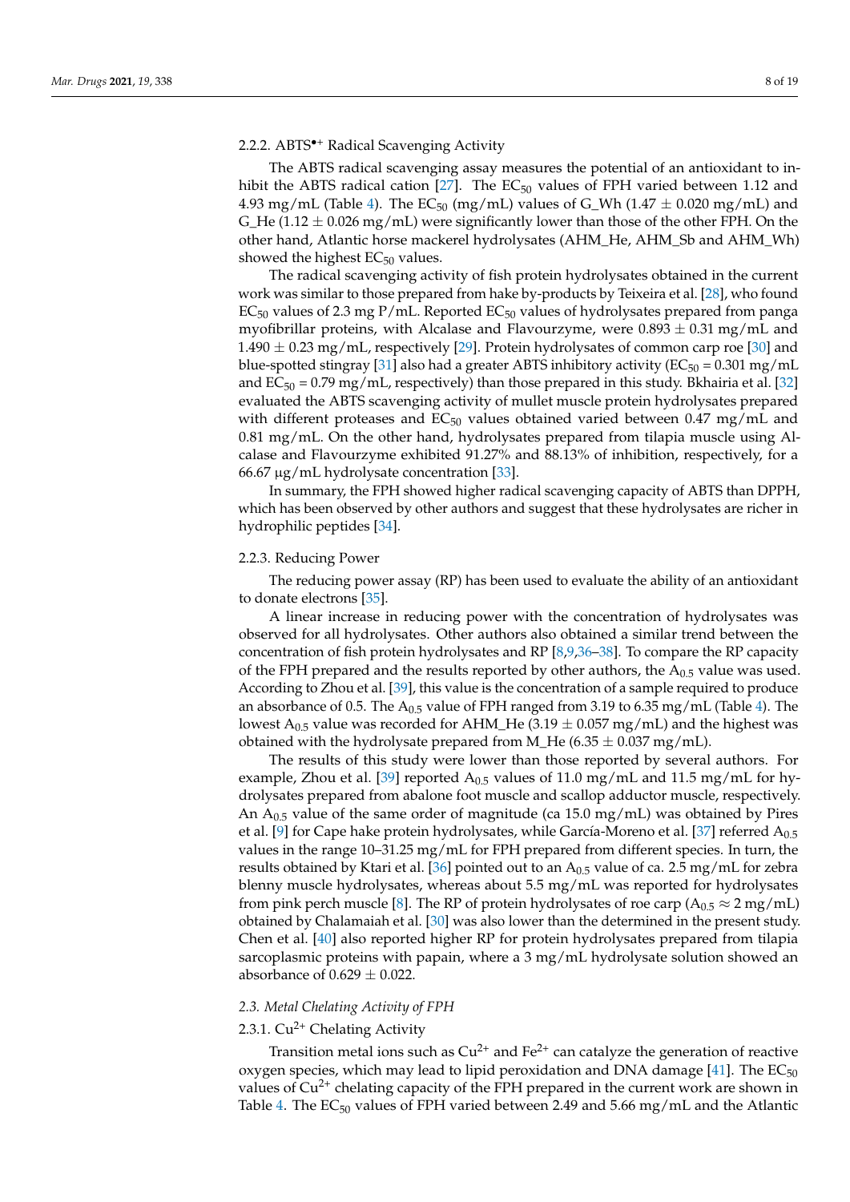#### 2.2.2. $ABTS^{\bullet+}$ Radical Scavenging Activity

The ABTS radical scavenging assay measures the potential of an antioxidant to inhibit the ABTS radical cation [27]. The $EC_{50}$ values of FPH varied between 1.12 and 4.93 mg/mL (Table 4). The $EC_{50}$ (mg/mL) values of G_Wh (1.47 ± 0.020 mg/mL) and G_He (1.12 ± 0.026 mg/mL) were significantly lower than those of the other FPH. On the other hand, Atlantic horse mackerel hydrolysates (AHM_He, AHM_Sb and AHM_Wh) showed the highest $EC_{50}$ values.

The radical scavenging activity of fish protein hydrolysates obtained in the current work was similar to those prepared from hake by-products by Teixeira et al. [28], who found $EC_{50}$ values of 2.3 mg P/mL. Reported $EC_{50}$ values of hydrolysates prepared from panga myofibrillar proteins, with Alcalase and Flavourzyme, were 0.893 ± 0.31 mg/mL and 1.490 ± 0.23 mg/mL, respectively [29]. Protein hydrolysates of common carp roe [30] and blue-spotted stingray [31] also had a greater ABTS inhibitory activity ($EC_{50}$ = 0.301 mg/mL and $EC_{50}$ = 0.79 mg/mL, respectively) than those prepared in this study. Bkhairia et al. [32] evaluated the ABTS scavenging activity of mullet muscle protein hydrolysates prepared with different proteases and $EC_{50}$ values obtained varied between 0.47 mg/mL and 0.81 mg/mL. On the other hand, hydrolysates prepared from tilapia muscle using Alcalase and Flavourzyme exhibited 91.27% and 88.13% of inhibition, respectively, for a 66.67 µg/mL hydrolysate concentration [33].

In summary, the FPH showed higher radical scavenging capacity of ABTS than DPPH, which has been observed by other authors and suggest that these hydrolysates are richer in hydrophilic peptides [34].

#### 2.2.3. Reducing Power

The reducing power assay (RP) has been used to evaluate the ability of an antioxidant to donate electrons [35].

A linear increase in reducing power with the concentration of hydrolysates was observed for all hydrolysates. Other authors also obtained a similar trend between the concentration of fish protein hydrolysates and RP [8,9,36–38]. To compare the RP capacity of the FPH prepared and the results reported by other authors, the $A_{0.5}$ value was used. According to Zhou et al. [39], this value is the concentration of a sample required to produce an absorbance of 0.5. The $A_{0.5}$ value of FPH ranged from 3.19 to 6.35 mg/mL (Table 4). The lowest $A_{0.5}$ value was recorded for AHM_He (3.19 ± 0.057 mg/mL) and the highest was obtained with the hydrolysate prepared from M_He (6.35 ± 0.037 mg/mL).

The results of this study were lower than those reported by several authors. For example, Zhou et al. [39] reported $A_{0.5}$ values of 11.0 mg/mL and 11.5 mg/mL for hydrolysates prepared from abalone foot muscle and scallop adductor muscle, respectively. An $A_{0.5}$ value of the same order of magnitude (ca 15.0 mg/mL) was obtained by Pires et al. [9] for Cape hake protein hydrolysates, while García-Moreno et al. [37] referred $A_{0.5}$ values in the range 10–31.25 mg/mL for FPH prepared from different species. In turn, the results obtained by Ktari et al. [36] pointed out to an $A_{0.5}$ value of ca. 2.5 mg/mL for zebra blenny muscle hydrolysates, whereas about 5.5 mg/mL was reported for hydrolysates from pink perch muscle [8]. The RP of protein hydrolysates of roe carp ($A_{0.5} \approx 2$ mg/mL) obtained by Chalamaiah et al. [30] was also lower than the determined in the present study. Chen et al. [40] also reported higher RP for protein hydrolysates prepared from tilapia sarcoplasmic proteins with papain, where a 3 mg/mL hydrolysate solution showed an absorbance of 0.629 ± 0.022.

### *2.3. Metal Chelating Activity of FPH*

#### 2.3.1. $Cu^{2+}$ Chelating Activity

Transition metal ions such as $Cu^{2+}$ and $Fe^{2+}$ can catalyze the generation of reactive oxygen species, which may lead to lipid peroxidation and DNA damage [41]. The $EC_{50}$ values of $Cu^{2+}$ chelating capacity of the FPH prepared in the current work are shown in Table 4. The $EC_{50}$ values of FPH varied between 2.49 and 5.66 mg/mL and the Atlantic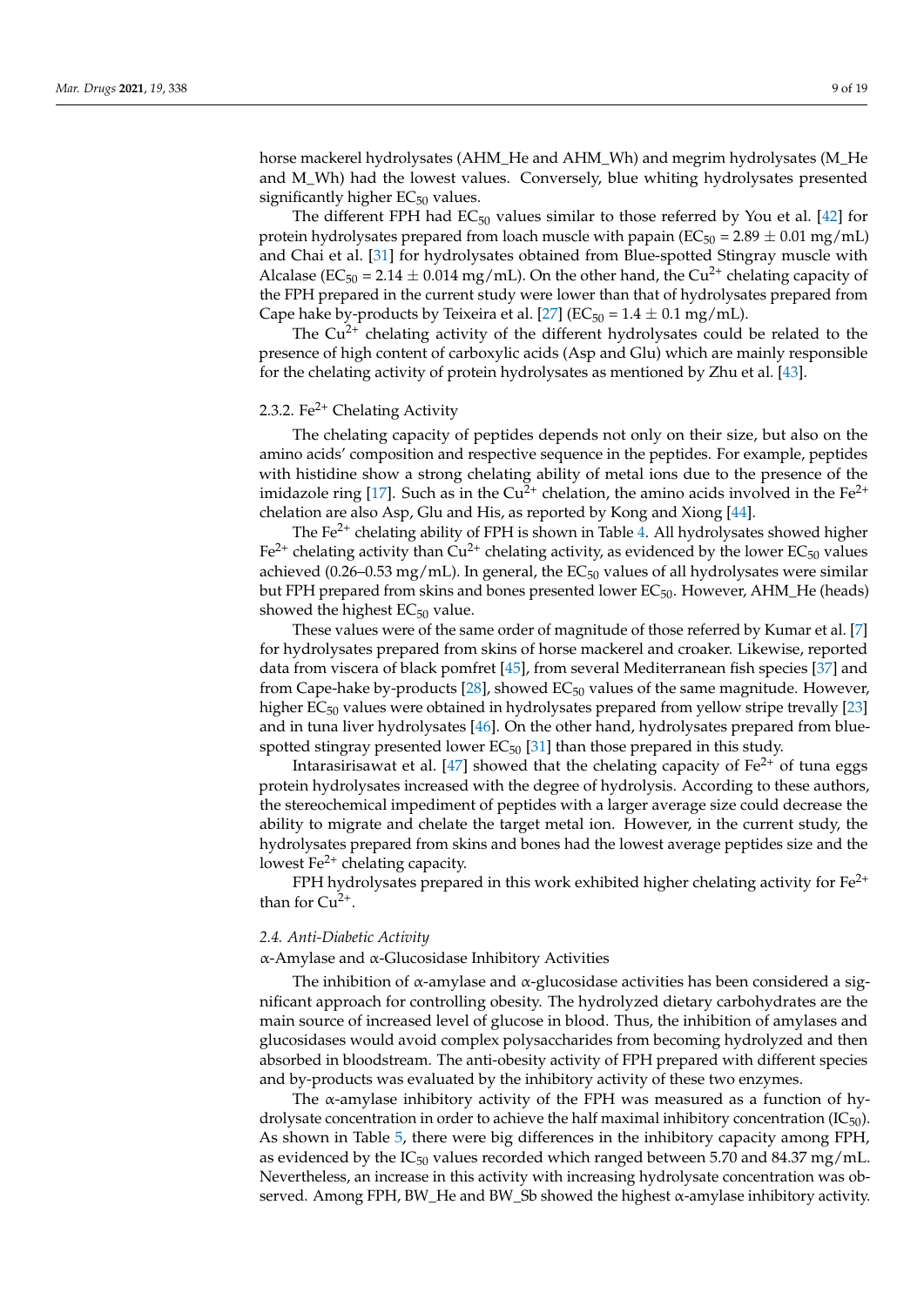horse mackerel hydrolysates (AHM_He and AHM_Wh) and megrim hydrolysates (M_He and M_Wh) had the lowest values. Conversely, blue whiting hydrolysates presented significantly higher $EC_{50}$ values.

The different FPH had $EC_{50}$ values similar to those referred by You et al. [42] for protein hydrolysates prepared from loach muscle with papain ($EC_{50}$ = 2.89 ± 0.01 mg/mL) and Chai et al. [31] for hydrolysates obtained from Blue-spotted Stingray muscle with Alcalase ($EC_{50}$ = 2.14 ± 0.014 mg/mL). On the other hand, the $Cu^{2+}$ chelating capacity of the FPH prepared in the current study were lower than that of hydrolysates prepared from Cape hake by-products by Teixeira et al. [27] ($EC_{50}$ = 1.4 ± 0.1 mg/mL).

The $Cu^{2+}$ chelating activity of the different hydrolysates could be related to the presence of high content of carboxylic acids (Asp and Glu) which are mainly responsible for the chelating activity of protein hydrolysates as mentioned by Zhu et al. [43].

### 2.3.2. $Fe^{2+}$ Chelating Activity

The chelating capacity of peptides depends not only on their size, but also on the amino acids' composition and respective sequence in the peptides. For example, peptides with histidine show a strong chelating ability of metal ions due to the presence of the imidazole ring [17]. Such as in the $Cu^{2+}$ chelation, the amino acids involved in the $Fe^{2+}$ chelation are also Asp, Glu and His, as reported by Kong and Xiong [44].

The $Fe^{2+}$ chelating ability of FPH is shown in Table 4. All hydrolysates showed higher $Fe^{2+}$ chelating activity than $Cu^{2+}$ chelating activity, as evidenced by the lower $EC_{50}$ values achieved (0.26–0.53 mg/mL). In general, the $EC_{50}$ values of all hydrolysates were similar but FPH prepared from skins and bones presented lower $EC_{50}$. However, AHM_He (heads) showed the highest $EC_{50}$ value.

These values were of the same order of magnitude of those referred by Kumar et al. [7] for hydrolysates prepared from skins of horse mackerel and croaker. Likewise, reported data from viscera of black pomfret [45], from several Mediterranean fish species [37] and from Cape-hake by-products [28], showed $EC_{50}$ values of the same magnitude. However, higher $EC_{50}$ values were obtained in hydrolysates prepared from yellow stripe trevally [23] and in tuna liver hydrolysates [46]. On the other hand, hydrolysates prepared from blue-spotted stingray presented lower $EC_{50}$ [31] than those prepared in this study.

Intarasirisawat et al. [47] showed that the chelating capacity of $Fe^{2+}$ of tuna eggs protein hydrolysates increased with the degree of hydrolysis. According to these authors, the stereochemical impediment of peptides with a larger average size could decrease the ability to migrate and chelate the target metal ion. However, in the current study, the hydrolysates prepared from skins and bones had the lowest average peptides size and the lowest $Fe^{2+}$ chelating capacity.

FPH hydrolysates prepared in this work exhibited higher chelating activity for $Fe^{2+}$ than for $Cu^{2+}$.

## *2.4. Anti-Diabetic Activity*

α-Amylase and α-Glucosidase Inhibitory Activities

The inhibition of α-amylase and α-glucosidase activities has been considered a significant approach for controlling obesity. The hydrolyzed dietary carbohydrates are the main source of increased level of glucose in blood. Thus, the inhibition of amylases and glucosidases would avoid complex polysaccharides from becoming hydrolyzed and then absorbed in bloodstream. The anti-obesity activity of FPH prepared with different species and by-products was evaluated by the inhibitory activity of these two enzymes.

The α-amylase inhibitory activity of the FPH was measured as a function of hydrolysate concentration in order to achieve the half maximal inhibitory concentration ($IC_{50}$). As shown in Table 5, there were big differences in the inhibitory capacity among FPH, as evidenced by the $IC_{50}$ values recorded which ranged between 5.70 and 84.37 mg/mL. Nevertheless, an increase in this activity with increasing hydrolysate concentration was observed. Among FPH, BW_He and BW_Sb showed the highest α-amylase inhibitory activity.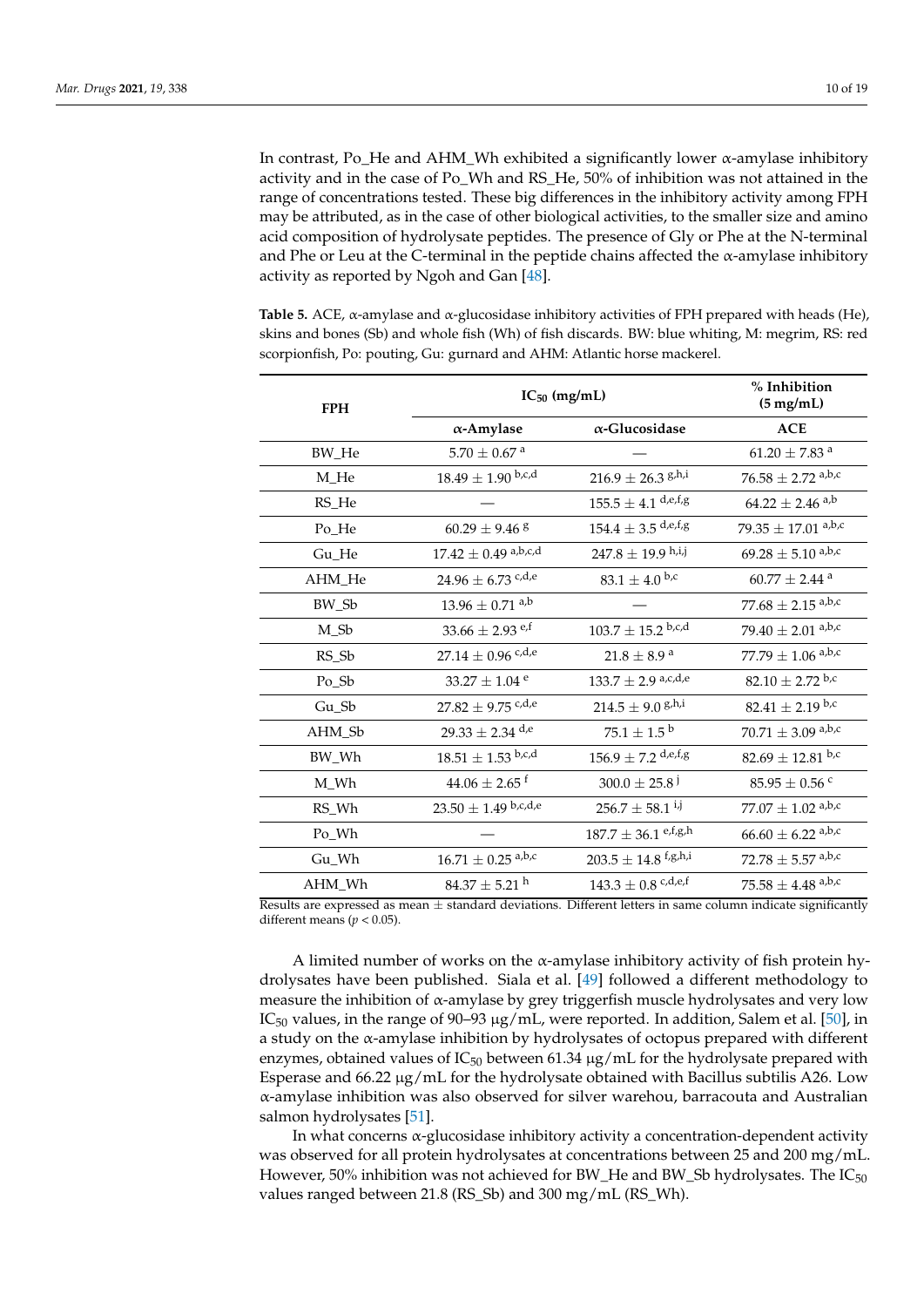In contrast, Po_He and AHM_Wh exhibited a significantly lower α-amylase inhibitory activity and in the case of Po_Wh and RS_He, 50% of inhibition was not attained in the range of concentrations tested. These big differences in the inhibitory activity among FPH may be attributed, as in the case of other biological activities, to the smaller size and amino acid composition of hydrolysate peptides. The presence of Gly or Phe at the N-terminal and Phe or Leu at the C-terminal in the peptide chains affected the α-amylase inhibitory activity as reported by Ngoh and Gan [48].

**Table 5.** ACE, α-amylase and α-glucosidase inhibitory activities of FPH prepared with heads (He), skins and bones (Sb) and whole fish (Wh) of fish discards. BW: blue whiting, M: megrim, RS: red scorpionfish, Po: pouting, Gu: gurnard and AHM: Atlantic horse mackerel.

| FPH | $IC_{50}$ (mg/mL) | | % Inhibition (5 mg/mL) |
|---|---|---|---|
| | α-Amylase | α-Glucosidase | ACE |
| BW_He | $5.70 \pm 0.67$ [a] | — | $61.20 \pm 7.83$ [a] |
| M_He | $18.49 \pm 1.90$ [b,c,d] | $216.9 \pm 26.3$ [g,h,i] | $76.58 \pm 2.72$ [a,b,c] |
| RS_He | — | $155.5 \pm 4.1$ [d,e,f,g] | $64.22 \pm 2.46$ [a,b] |
| Po_He | $60.29 \pm 9.46$ [g] | $154.4 \pm 3.5$ [d,e,f,g] | $79.35 \pm 17.01$ [a,b,c] |
| Gu_He | $17.42 \pm 0.49$ [a,b,c,d] | $247.8 \pm 19.9$ [h,i,j] | $69.28 \pm 5.10$ [a,b,c] |
| AHM_He | $24.96 \pm 6.73$ [c,d,e] | $83.1 \pm 4.0$ [b,c] | $60.77 \pm 2.44$ [a] |
| BW_Sb | $13.96 \pm 0.71$ [a,b] | — | $77.68 \pm 2.15$ [a,b,c] |
| M_Sb | $33.66 \pm 2.93$ [e,f] | $103.7 \pm 15.2$ [b,c,d] | $79.40 \pm 2.01$ [a,b,c] |
| RS_Sb | $27.14 \pm 0.96$ [c,d,e] | $21.8 \pm 8.9$ [a] | $77.79 \pm 1.06$ [a,b,c] |
| Po_Sb | $33.27 \pm 1.04$ [e] | $133.7 \pm 2.9$ [a,c,d,e] | $82.10 \pm 2.72$ [b,c] |
| Gu_Sb | $27.82 \pm 9.75$ [c,d,e] | $214.5 \pm 9.0$ [g,h,i] | $82.41 \pm 2.19$ [b,c] |
| AHM_Sb | $29.33 \pm 2.34$ [d,e] | $75.1 \pm 1.5$ [b] | $70.71 \pm 3.09$ [a,b,c] |
| BW_Wh | $18.51 \pm 1.53$ [b,c,d] | $156.9 \pm 7.2$ [d,e,f,g] | $82.69 \pm 12.81$ [b,c] |
| M_Wh | $44.06 \pm 2.65$ [f] | $300.0 \pm 25.8$ [j] | $85.95 \pm 0.56$ [c] |
| RS_Wh | $23.50 \pm 1.49$ [b,c,d,e] | $256.7 \pm 58.1$ [i,j] | $77.07 \pm 1.02$ [a,b,c] |
| Po_Wh | — | $187.7 \pm 36.1$ [e,f,g,h] | $66.60 \pm 6.22$ [a,b,c] |
| Gu_Wh | $16.71 \pm 0.25$ [a,b,c] | $203.5 \pm 14.8$ [f,g,h,i] | $72.78 \pm 5.57$ [a,b,c] |
| AHM_Wh | $84.37 \pm 5.21$ [h] | $143.3 \pm 0.8$ [c,d,e,f] | $75.58 \pm 4.48$ [a,b,c] |

Results are expressed as mean ± standard deviations. Different letters in same column indicate significantly different means ($p < 0.05$).

A limited number of works on the α-amylase inhibitory activity of fish protein hydrolysates have been published. Siala et al. [49] followed a different methodology to measure the inhibition of α-amylase by grey triggerfish muscle hydrolysates and very low $IC_{50}$ values, in the range of 90–93 μg/mL, were reported. In addition, Salem et al. [50], in a study on the α-amylase inhibition by hydrolysates of octopus prepared with different enzymes, obtained values of $IC_{50}$ between 61.34 μg/mL for the hydrolysate prepared with Esperase and 66.22 μg/mL for the hydrolysate obtained with Bacillus subtilis A26. Low α-amylase inhibition was also observed for silver warehou, barracouta and Australian salmon hydrolysates [51].

In what concerns α-glucosidase inhibitory activity a concentration-dependent activity was observed for all protein hydrolysates at concentrations between 25 and 200 mg/mL. However, 50% inhibition was not achieved for BW_He and BW_Sb hydrolysates. The $IC_{50}$ values ranged between 21.8 (RS_Sb) and 300 mg/mL (RS_Wh).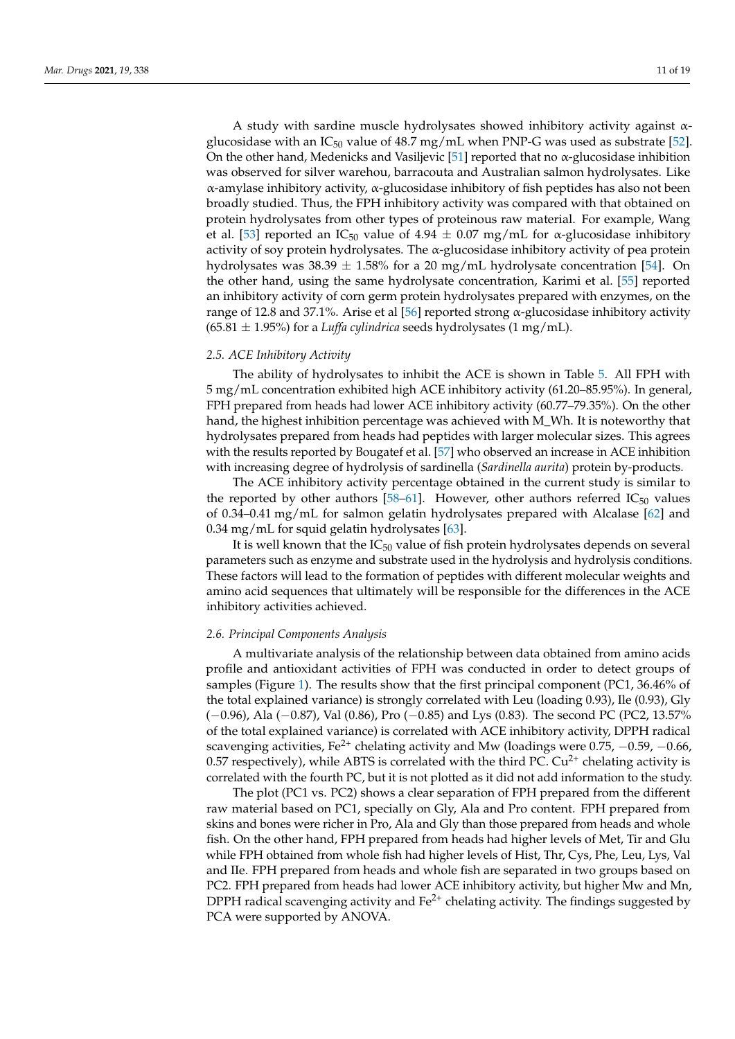A study with sardine muscle hydrolysates showed inhibitory activity against α-glucosidase with an $IC_{50}$ value of 48.7 mg/mL when PNP-G was used as substrate [52]. On the other hand, Medenicks and Vasiljevic [51] reported that no α-glucosidase inhibition was observed for silver warehou, barracouta and Australian salmon hydrolysates. Like α-amylase inhibitory activity, α-glucosidase inhibitory of fish peptides has also not been broadly studied. Thus, the FPH inhibitory activity was compared with that obtained on protein hydrolysates from other types of proteinous raw material. For example, Wang et al. [53] reported an $IC_{50}$ value of 4.94 ± 0.07 mg/mL for α-glucosidase inhibitory activity of soy protein hydrolysates. The α-glucosidase inhibitory activity of pea protein hydrolysates was 38.39 ± 1.58% for a 20 mg/mL hydrolysate concentration [54]. On the other hand, using the same hydrolysate concentration, Karimi et al. [55] reported an inhibitory activity of corn germ protein hydrolysates prepared with enzymes, on the range of 12.8 and 37.1%. Arise et al [56] reported strong α-glucosidase inhibitory activity (65.81 ± 1.95%) for a *Luffa cylindrica* seeds hydrolysates (1 mg/mL).

### 2.5. ACE Inhibitory Activity

The ability of hydrolysates to inhibit the ACE is shown in Table 5. All FPH with 5 mg/mL concentration exhibited high ACE inhibitory activity (61.20–85.95%). In general, FPH prepared from heads had lower ACE inhibitory activity (60.77–79.35%). On the other hand, the highest inhibition percentage was achieved with M_Wh. It is noteworthy that hydrolysates prepared from heads had peptides with larger molecular sizes. This agrees with the results reported by Bougatef et al. [57] who observed an increase in ACE inhibition with increasing degree of hydrolysis of sardinella (*Sardinella aurita*) protein by-products.

The ACE inhibitory activity percentage obtained in the current study is similar to the reported by other authors [58–61]. However, other authors referred $IC_{50}$ values of 0.34–0.41 mg/mL for salmon gelatin hydrolysates prepared with Alcalase [62] and 0.34 mg/mL for squid gelatin hydrolysates [63].

It is well known that the $IC_{50}$ value of fish protein hydrolysates depends on several parameters such as enzyme and substrate used in the hydrolysis and hydrolysis conditions. These factors will lead to the formation of peptides with different molecular weights and amino acid sequences that ultimately will be responsible for the differences in the ACE inhibitory activities achieved.

### 2.6. Principal Components Analysis

A multivariate analysis of the relationship between data obtained from amino acids profile and antioxidant activities of FPH was conducted in order to detect groups of samples (Figure 1). The results show that the first principal component (PC1, 36.46% of the total explained variance) is strongly correlated with Leu (loading 0.93), Ile (0.93), Gly (−0.96), Ala (−0.87), Val (0.86), Pro (−0.85) and Lys (0.83). The second PC (PC2, 13.57% of the total explained variance) is correlated with ACE inhibitory activity, DPPH radical scavenging activities, $Fe^{2+}$ chelating activity and Mw (loadings were 0.75, −0.59, −0.66, 0.57 respectively), while ABTS is correlated with the third PC. $Cu^{2+}$ chelating activity is correlated with the fourth PC, but it is not plotted as it did not add information to the study.

The plot (PC1 vs. PC2) shows a clear separation of FPH prepared from the different raw material based on PC1, specially on Gly, Ala and Pro content. FPH prepared from skins and bones were richer in Pro, Ala and Gly than those prepared from heads and whole fish. On the other hand, FPH prepared from heads had higher levels of Met, Tir and Glu while FPH obtained from whole fish had higher levels of Hist, Thr, Cys, Phe, Leu, Lys, Val and IIe. FPH prepared from heads and whole fish are separated in two groups based on PC2. FPH prepared from heads had lower ACE inhibitory activity, but higher Mw and Mn, DPPH radical scavenging activity and $Fe^{2+}$ chelating activity. The findings suggested by PCA were supported by ANOVA.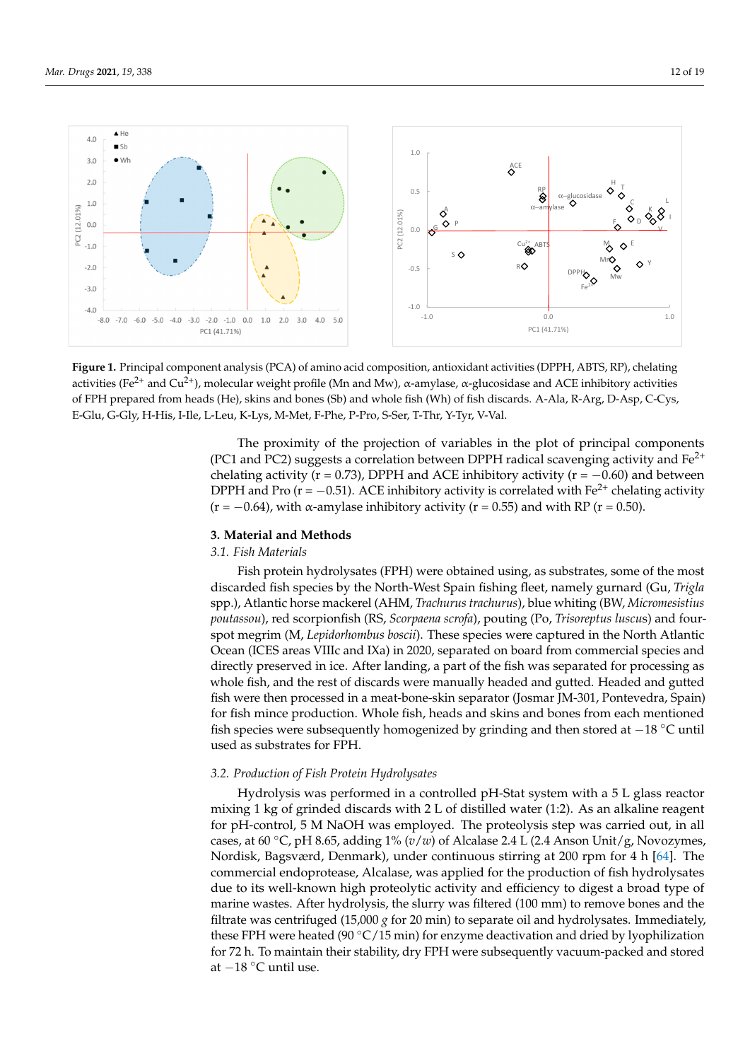**Figure 1.** Principal component analysis (PCA) of amino acid composition, antioxidant activities (DPPH, ABTS, RP), chelating activities ($Fe^{2+}$ and $Cu^{2+}$), molecular weight profile (Mn and Mw), α-amylase, α-glucosidase and ACE inhibitory activities of FPH prepared from heads (He), skins and bones (Sb) and whole fish (Wh) of fish discards. A-Ala, R-Arg, D-Asp, C-Cys, E-Glu, G-Gly, H-His, I-Ile, L-Leu, K-Lys, M-Met, F-Phe, P-Pro, S-Ser, T-Thr, Y-Tyr, V-Val.

The proximity of the projection of variables in the plot of principal components (PC1 and PC2) suggests a correlation between DPPH radical scavenging activity and $Fe^{2+}$ chelating activity ($r = 0.73$), DPPH and ACE inhibitory activity ($r = -0.60$) and between DPPH and Pro ($r = -0.51$). ACE inhibitory activity is correlated with $Fe^{2+}$ chelating activity ($r = -0.64$), with α-amylase inhibitory activity ($r = 0.55$) and with RP ($r = 0.50$).

## 3. Material and Methods

### 3.1. Fish Materials

Fish protein hydrolysates (FPH) were obtained using, as substrates, some of the most discarded fish species by the North-West Spain fishing fleet, namely gurnard (Gu, *Trigla* spp.), Atlantic horse mackerel (AHM, *Trachurus trachurus*), blue whiting (BW, *Micromesistius poutassou*), red scorpionfish (RS, *Scorpaena scrofa*), pouting (Po, *Trisoreptus luscus*) and four-spot megrim (M, *Lepidorhombus boscii*). These species were captured in the North Atlantic Ocean (ICES areas VIIIc and IXa) in 2020, separated on board from commercial species and directly preserved in ice. After landing, a part of the fish was separated for processing as whole fish, and the rest of discards were manually headed and gutted. Headed and gutted fish were then processed in a meat-bone-skin separator (Josmar JM-301, Pontevedra, Spain) for fish mince production. Whole fish, heads and skins and bones from each mentioned fish species were subsequently homogenized by grinding and then stored at −18 °C until used as substrates for FPH.

### 3.2. Production of Fish Protein Hydrolysates

Hydrolysis was performed in a controlled pH-Stat system with a 5 L glass reactor mixing 1 kg of grinded discards with 2 L of distilled water (1:2). As an alkaline reagent for pH-control, 5 M NaOH was employed. The proteolysis step was carried out, in all cases, at 60 °C, pH 8.65, adding 1% (*v*/*w*) of Alcalase 2.4 L (2.4 Anson Unit/g, Novozymes, Nordisk, Bagsværd, Denmark), under continuous stirring at 200 rpm for 4 h [64]. The commercial endoprotease, Alcalase, was applied for the production of fish hydrolysates due to its well-known high proteolytic activity and efficiency to digest a broad type of marine wastes. After hydrolysis, the slurry was filtered (100 mm) to remove bones and the filtrate was centrifuged (15,000 *g* for 20 min) to separate oil and hydrolysates. Immediately, these FPH were heated (90 °C/15 min) for enzyme deactivation and dried by lyophilization for 72 h. To maintain their stability, dry FPH were subsequently vacuum-packed and stored at −18 °C until use.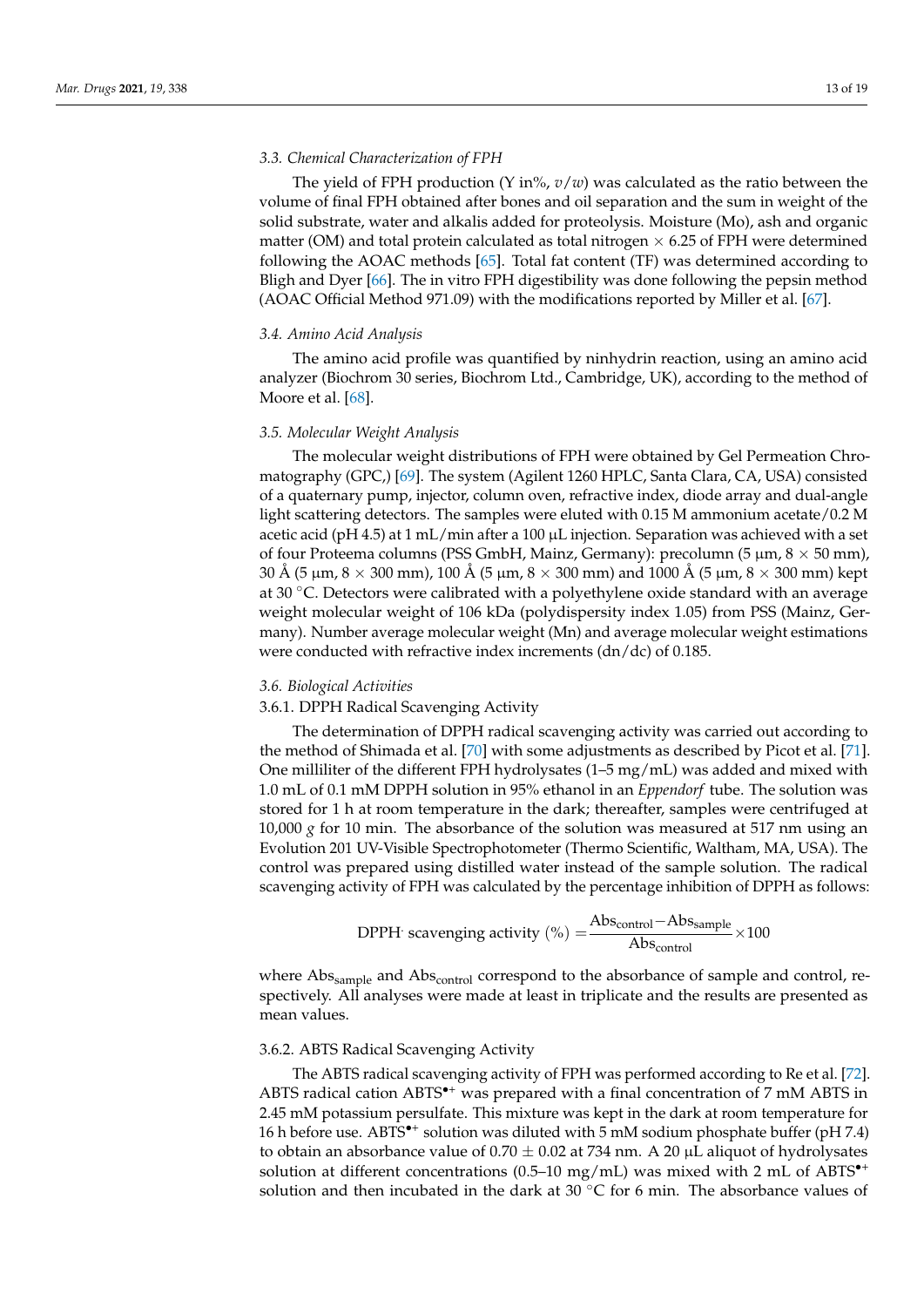### 3.3. Chemical Characterization of FPH

The yield of FPH production (Y in%, $v/w$) was calculated as the ratio between the volume of final FPH obtained after bones and oil separation and the sum in weight of the solid substrate, water and alkalis added for proteolysis. Moisture (Mo), ash and organic matter (OM) and total protein calculated as total nitrogen $\times$ 6.25 of FPH were determined following the AOAC methods [65]. Total fat content (TF) was determined according to Bligh and Dyer [66]. The in vitro FPH digestibility was done following the pepsin method (AOAC Official Method 971.09) with the modifications reported by Miller et al. [67].

### 3.4. Amino Acid Analysis

The amino acid profile was quantified by ninhydrin reaction, using an amino acid analyzer (Biochrom 30 series, Biochrom Ltd., Cambridge, UK), according to the method of Moore et al. [68].

### 3.5. Molecular Weight Analysis

The molecular weight distributions of FPH were obtained by Gel Permeation Chromatography (GPC,) [69]. The system (Agilent 1260 HPLC, Santa Clara, CA, USA) consisted of a quaternary pump, injector, column oven, refractive index, diode array and dual-angle light scattering detectors. The samples were eluted with 0.15 M ammonium acetate/0.2 M acetic acid (pH 4.5) at 1 mL/min after a 100 µL injection. Separation was achieved with a set of four Proteema columns (PSS GmbH, Mainz, Germany): precolumn (5 µm, 8 $\times$ 50 mm), 30 Å (5 µm, 8 $\times$ 300 mm), 100 Å (5 µm, 8 $\times$ 300 mm) and 1000 Å (5 µm, 8 $\times$ 300 mm) kept at 30 °C. Detectors were calibrated with a polyethylene oxide standard with an average weight molecular weight of 106 kDa (polydispersity index 1.05) from PSS (Mainz, Germany). Number average molecular weight (Mn) and average molecular weight estimations were conducted with refractive index increments (dn/dc) of 0.185.

### 3.6. Biological Activities

#### 3.6.1. DPPH Radical Scavenging Activity

The determination of DPPH radical scavenging activity was carried out according to the method of Shimada et al. [70] with some adjustments as described by Picot et al. [71]. One milliliter of the different FPH hydrolysates (1–5 mg/mL) was added and mixed with 1.0 mL of 0.1 mM DPPH solution in 95% ethanol in an *Eppendorf* tube. The solution was stored for 1 h at room temperature in the dark; thereafter, samples were centrifuged at 10,000 *g* for 10 min. The absorbance of the solution was measured at 517 nm using an Evolution 201 UV-Visible Spectrophotometer (Thermo Scientific, Waltham, MA, USA). The control was prepared using distilled water instead of the sample solution. The radical scavenging activity of FPH was calculated by the percentage inhibition of DPPH as follows:

$$\text{DPPH}^{\cdot}\text{ scavenging activity }(\%) = \frac{\text{Abs}_{\text{control}} - \text{Abs}_{\text{sample}}}{\text{Abs}_{\text{control}}} \times 100$$

where $\text{Abs}_{\text{sample}}$ and $\text{Abs}_{\text{control}}$ correspond to the absorbance of sample and control, respectively. All analyses were made at least in triplicate and the results are presented as mean values.

#### 3.6.2. ABTS Radical Scavenging Activity

The ABTS radical scavenging activity of FPH was performed according to Re et al. [72]. ABTS radical cation $\text{ABTS}^{\bullet+}$ was prepared with a final concentration of 7 mM ABTS in 2.45 mM potassium persulfate. This mixture was kept in the dark at room temperature for 16 h before use. $\text{ABTS}^{\bullet+}$ solution was diluted with 5 mM sodium phosphate buffer (pH 7.4) to obtain an absorbance value of 0.70 $\pm$ 0.02 at 734 nm. A 20 µL aliquot of hydrolysates solution at different concentrations (0.5–10 mg/mL) was mixed with 2 mL of $\text{ABTS}^{\bullet+}$ solution and then incubated in the dark at 30 °C for 6 min. The absorbance values of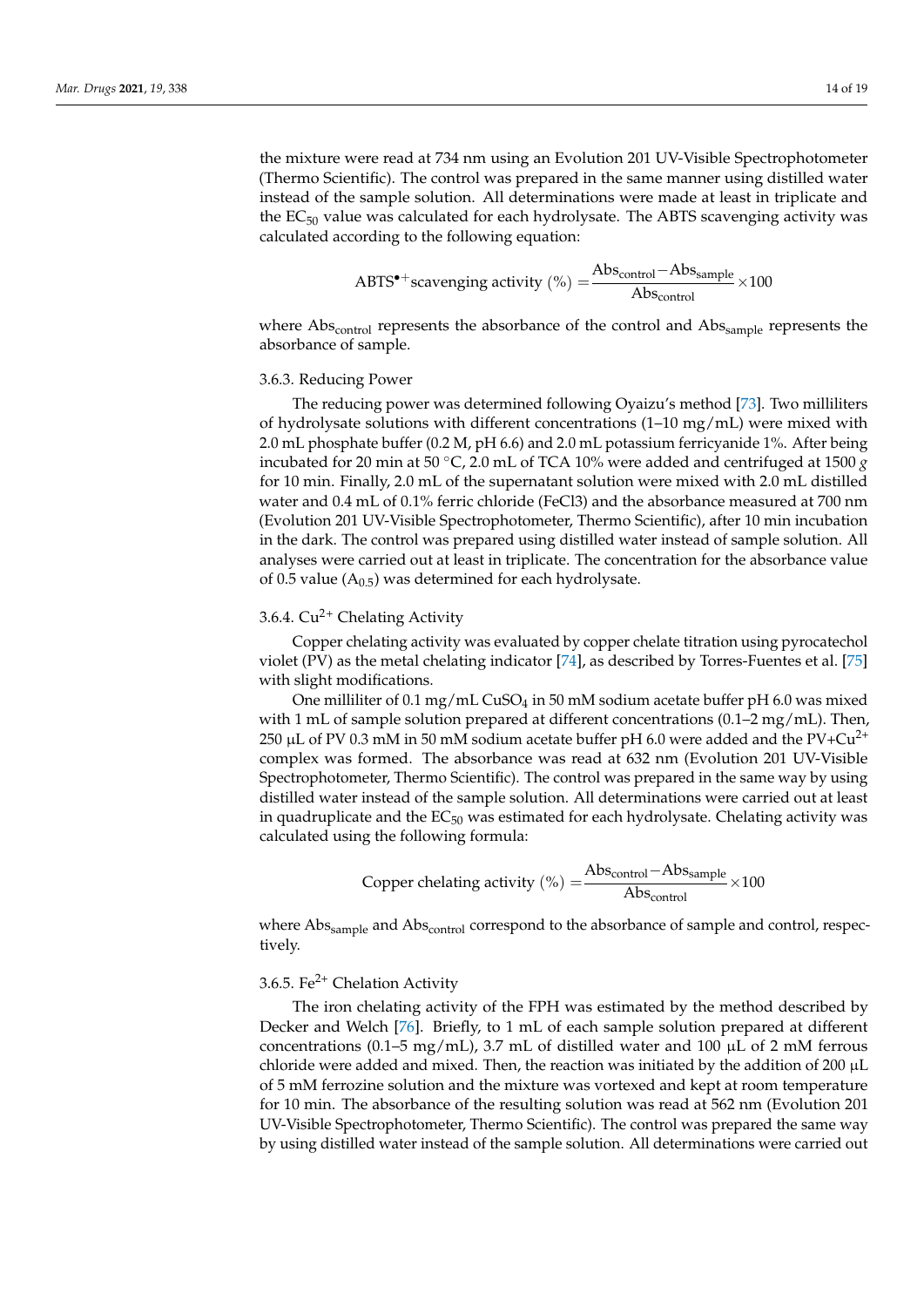the mixture were read at 734 nm using an Evolution 201 UV-Visible Spectrophotometer (Thermo Scientific). The control was prepared in the same manner using distilled water instead of the sample solution. All determinations were made at least in triplicate and the $EC_{50}$ value was calculated for each hydrolysate. The ABTS scavenging activity was calculated according to the following equation:

$$\text{ABTS}^{\bullet+}\text{scavenging activity } (\%) = \frac{\text{Abs}_{\text{control}} - \text{Abs}_{\text{sample}}}{\text{Abs}_{\text{control}}} \times 100$$

where $\text{Abs}_{\text{control}}$ represents the absorbance of the control and $\text{Abs}_{\text{sample}}$ represents the absorbance of sample.

#### 3.6.3. Reducing Power

The reducing power was determined following Oyaizu's method [73]. Two milliliters of hydrolysate solutions with different concentrations (1–10 mg/mL) were mixed with 2.0 mL phosphate buffer (0.2 M, pH 6.6) and 2.0 mL potassium ferricyanide 1%. After being incubated for 20 min at 50 °C, 2.0 mL of TCA 10% were added and centrifuged at 1500 *g* for 10 min. Finally, 2.0 mL of the supernatant solution were mixed with 2.0 mL distilled water and 0.4 mL of 0.1% ferric chloride (FeCl3) and the absorbance measured at 700 nm (Evolution 201 UV-Visible Spectrophotometer, Thermo Scientific), after 10 min incubation in the dark. The control was prepared using distilled water instead of sample solution. All analyses were carried out at least in triplicate. The concentration for the absorbance value of 0.5 value ($A_{0.5}$) was determined for each hydrolysate.

#### 3.6.4. $Cu^{2+}$ Chelating Activity

Copper chelating activity was evaluated by copper chelate titration using pyrocatechol violet (PV) as the metal chelating indicator [74], as described by Torres-Fuentes et al. [75] with slight modifications.

One milliliter of 0.1 mg/mL $CuSO_4$ in 50 mM sodium acetate buffer pH 6.0 was mixed with 1 mL of sample solution prepared at different concentrations (0.1–2 mg/mL). Then, 250 µL of PV 0.3 mM in 50 mM sodium acetate buffer pH 6.0 were added and the PV+$Cu^{2+}$ complex was formed. The absorbance was read at 632 nm (Evolution 201 UV-Visible Spectrophotometer, Thermo Scientific). The control was prepared in the same way by using distilled water instead of the sample solution. All determinations were carried out at least in quadruplicate and the $EC_{50}$ was estimated for each hydrolysate. Chelating activity was calculated using the following formula:

$$\text{Copper chelating activity } (\%) = \frac{\text{Abs}_{\text{control}} - \text{Abs}_{\text{sample}}}{\text{Abs}_{\text{control}}} \times 100$$

where $\text{Abs}_{\text{sample}}$ and $\text{Abs}_{\text{control}}$ correspond to the absorbance of sample and control, respectively.

#### 3.6.5. $Fe^{2+}$ Chelation Activity

The iron chelating activity of the FPH was estimated by the method described by Decker and Welch [76]. Briefly, to 1 mL of each sample solution prepared at different concentrations (0.1–5 mg/mL), 3.7 mL of distilled water and 100 µL of 2 mM ferrous chloride were added and mixed. Then, the reaction was initiated by the addition of 200 µL of 5 mM ferrozine solution and the mixture was vortexed and kept at room temperature for 10 min. The absorbance of the resulting solution was read at 562 nm (Evolution 201 UV-Visible Spectrophotometer, Thermo Scientific). The control was prepared the same way by using distilled water instead of the sample solution. All determinations were carried out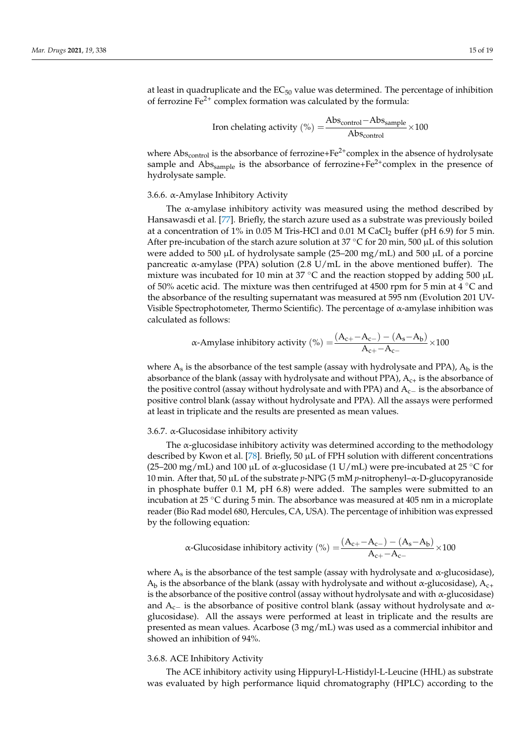at least in quadruplicate and the $EC_{50}$ value was determined. The percentage of inhibition of ferrozine $Fe^{2+}$ complex formation was calculated by the formula:

$$\text{Iron chelating activity (\%)} = \frac{\text{Abs}_{\text{control}} - \text{Abs}_{\text{sample}}}{\text{Abs}_{\text{control}}} \times 100$$

where $\text{Abs}_{\text{control}}$ is the absorbance of ferrozine+$Fe^{2+}$complex in the absence of hydrolysate sample and $\text{Abs}_{\text{sample}}$ is the absorbance of ferrozine+$Fe^{2+}$complex in the presence of hydrolysate sample.

### 3.6.6. α-Amylase Inhibitory Activity

The α-amylase inhibitory activity was measured using the method described by Hansawasdi et al. [77]. Briefly, the starch azure used as a substrate was previously boiled at a concentration of 1% in 0.05 M Tris-HCl and 0.01 M $CaCl_2$ buffer (pH 6.9) for 5 min. After pre-incubation of the starch azure solution at 37 °C for 20 min, 500 µL of this solution were added to 500 µL of hydrolysate sample (25–200 mg/mL) and 500 µL of a porcine pancreatic α-amylase (PPA) solution (2.8 U/mL in the above mentioned buffer). The mixture was incubated for 10 min at 37 °C and the reaction stopped by adding 500 µL of 50% acetic acid. The mixture was then centrifuged at 4500 rpm for 5 min at 4 °C and the absorbance of the resulting supernatant was measured at 595 nm (Evolution 201 UV-Visible Spectrophotometer, Thermo Scientific). The percentage of α-amylase inhibition was calculated as follows:

$$\alpha\text{-Amylase inhibitory activity (\%)} = \frac{(A_{c+} - A_{c-}) - (A_s - A_b)}{A_{c+} - A_{c-}} \times 100$$

where $A_s$ is the absorbance of the test sample (assay with hydrolysate and PPA), $A_b$ is the absorbance of the blank (assay with hydrolysate and without PPA), $A_{c+}$ is the absorbance of the positive control (assay without hydrolysate and with PPA) and $A_{c-}$ is the absorbance of positive control blank (assay without hydrolysate and PPA). All the assays were performed at least in triplicate and the results are presented as mean values.

### 3.6.7. α-Glucosidase inhibitory activity

The α-glucosidase inhibitory activity was determined according to the methodology described by Kwon et al. [78]. Briefly, 50 µL of FPH solution with different concentrations (25–200 mg/mL) and 100 µL of α-glucosidase (1 U/mL) were pre-incubated at 25 °C for 10 min. After that, 50 µL of the substrate *p*-NPG (5 mM *p*-nitrophenyl–α-D-glucopyranoside in phosphate buffer 0.1 M, pH 6.8) were added. The samples were submitted to an incubation at 25 °C during 5 min. The absorbance was measured at 405 nm in a microplate reader (Bio Rad model 680, Hercules, CA, USA). The percentage of inhibition was expressed by the following equation:

$$\alpha\text{-Glucosidase inhibitory activity (\%)} = \frac{(A_{c+} - A_{c-}) - (A_s - A_b)}{A_{c+} - A_{c-}} \times 100$$

where $A_s$ is the absorbance of the test sample (assay with hydrolysate and α-glucosidase), $A_b$ is the absorbance of the blank (assay with hydrolysate and without α-glucosidase), $A_{c+}$ is the absorbance of the positive control (assay without hydrolysate and with α-glucosidase) and $A_{c-}$ is the absorbance of positive control blank (assay without hydrolysate and α-glucosidase). All the assays were performed at least in triplicate and the results are presented as mean values. Acarbose (3 mg/mL) was used as a commercial inhibitor and showed an inhibition of 94%.

### 3.6.8. ACE Inhibitory Activity

The ACE inhibitory activity using Hippuryl-L-Histidyl-L-Leucine (HHL) as substrate was evaluated by high performance liquid chromatography (HPLC) according to the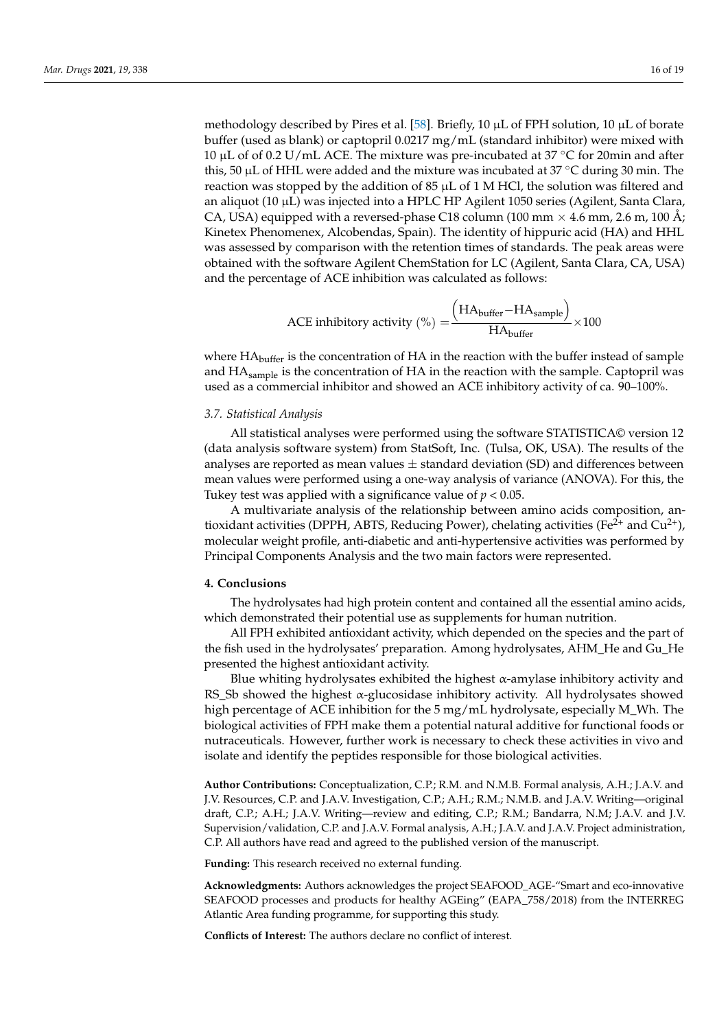methodology described by Pires et al. [58]. Briefly, 10 µL of FPH solution, 10 µL of borate buffer (used as blank) or captopril 0.0217 mg/mL (standard inhibitor) were mixed with 10 µL of of 0.2 U/mL ACE. The mixture was pre-incubated at 37 °C for 20min and after this, 50 µL of HHL were added and the mixture was incubated at 37 °C during 30 min. The reaction was stopped by the addition of 85 µL of 1 M HCl, the solution was filtered and an aliquot (10 µL) was injected into a HPLC HP Agilent 1050 series (Agilent, Santa Clara, CA, USA) equipped with a reversed-phase C18 column (100 mm × 4.6 mm, 2.6 m, 100 Å; Kinetex Phenomenex, Alcobendas, Spain). The identity of hippuric acid (HA) and HHL was assessed by comparison with the retention times of standards. The peak areas were obtained with the software Agilent ChemStation for LC (Agilent, Santa Clara, CA, USA) and the percentage of ACE inhibition was calculated as follows:

$$\text{ACE inhibitory activity } (\%) = \frac{\left(\text{HA}_{\text{buffer}} - \text{HA}_{\text{sample}}\right)}{\text{HA}_{\text{buffer}}} \times 100$$

where $\text{HA}_{\text{buffer}}$ is the concentration of HA in the reaction with the buffer instead of sample and $\text{HA}_{\text{sample}}$ is the concentration of HA in the reaction with the sample. Captopril was used as a commercial inhibitor and showed an ACE inhibitory activity of ca. 90–100%.

### *3.7. Statistical Analysis*

All statistical analyses were performed using the software STATISTICA© version 12 (data analysis software system) from StatSoft, Inc. (Tulsa, OK, USA). The results of the analyses are reported as mean values ± standard deviation (SD) and differences between mean values were performed using a one-way analysis of variance (ANOVA). For this, the Tukey test was applied with a significance value of $p < 0.05$.

A multivariate analysis of the relationship between amino acids composition, antioxidant activities (DPPH, ABTS, Reducing Power), chelating activities ($Fe^{2+}$ and $Cu^{2+}$), molecular weight profile, anti-diabetic and anti-hypertensive activities was performed by Principal Components Analysis and the two main factors were represented.

## **4. Conclusions**

The hydrolysates had high protein content and contained all the essential amino acids, which demonstrated their potential use as supplements for human nutrition.

All FPH exhibited antioxidant activity, which depended on the species and the part of the fish used in the hydrolysates' preparation. Among hydrolysates, AHM_He and Gu_He presented the highest antioxidant activity.

Blue whiting hydrolysates exhibited the highest α-amylase inhibitory activity and RS_Sb showed the highest α-glucosidase inhibitory activity. All hydrolysates showed high percentage of ACE inhibition for the 5 mg/mL hydrolysate, especially M_Wh. The biological activities of FPH make them a potential natural additive for functional foods or nutraceuticals. However, further work is necessary to check these activities in vivo and isolate and identify the peptides responsible for those biological activities.

**Author Contributions:** Conceptualization, C.P.; R.M. and N.M.B. Formal analysis, A.H.; J.A.V. and J.V. Resources, C.P. and J.A.V. Investigation, C.P.; A.H.; R.M.; N.M.B. and J.A.V. Writing—original draft, C.P.; A.H.; J.A.V. Writing—review and editing, C.P.; R.M.; Bandarra, N.M; J.A.V. and J.V. Supervision/validation, C.P. and J.A.V. Formal analysis, A.H.; J.A.V. and J.A.V. Project administration, C.P. All authors have read and agreed to the published version of the manuscript.

**Funding:** This research received no external funding.

**Acknowledgments:** Authors acknowledges the project SEAFOOD_AGE-"Smart and eco-innovative SEAFOOD processes and products for healthy AGEing" (EAPA_758/2018) from the INTERREG Atlantic Area funding programme, for supporting this study.

**Conflicts of Interest:** The authors declare no conflict of interest.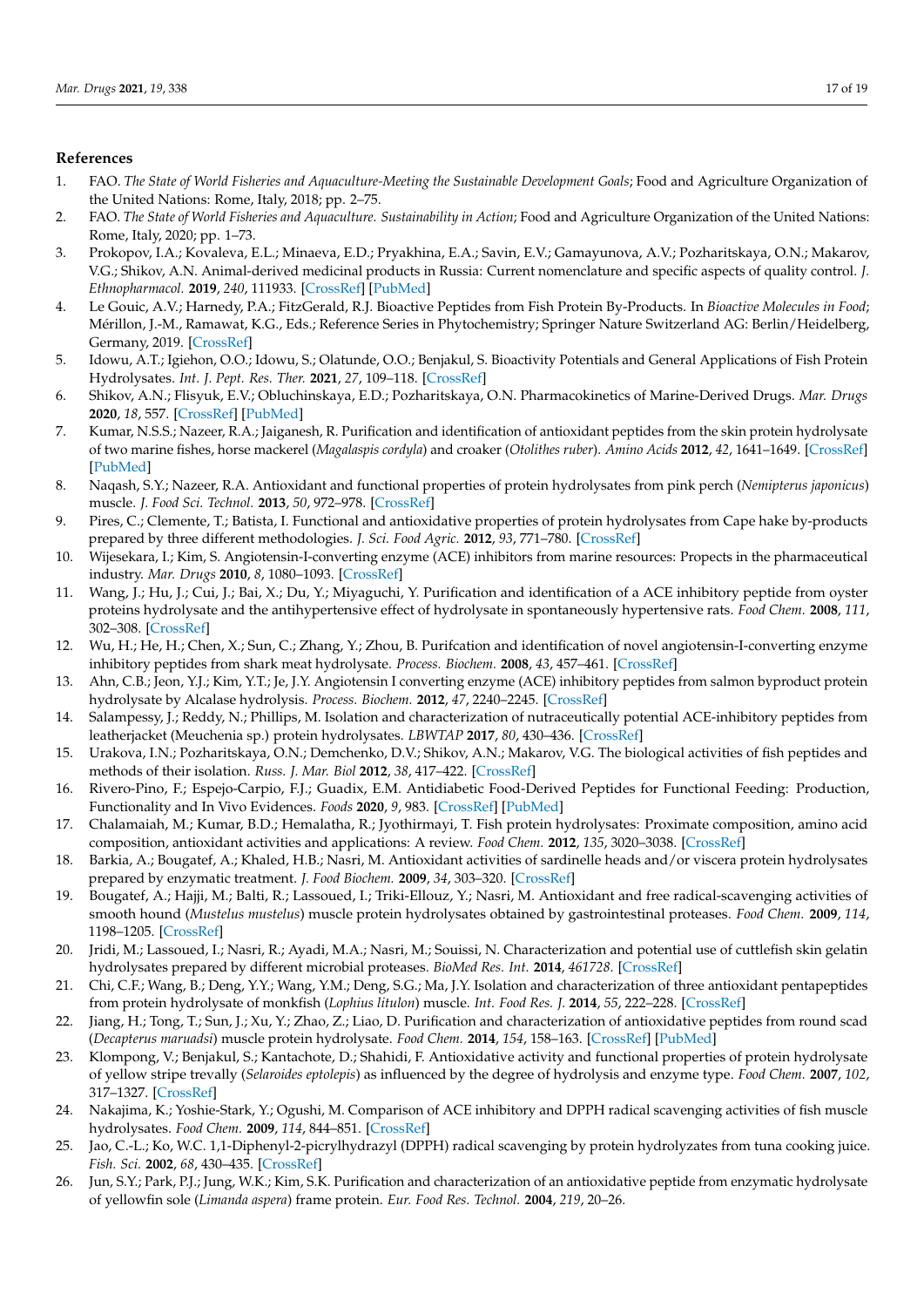## References

1. FAO. *The State of World Fisheries and Aquaculture-Meeting the Sustainable Development Goals*; Food and Agriculture Organization of the United Nations: Rome, Italy, 2018; pp. 2–75.
2. FAO. *The State of World Fisheries and Aquaculture. Sustainability in Action*; Food and Agriculture Organization of the United Nations: Rome, Italy, 2020; pp. 1–73.
3. Prokopov, I.A.; Kovaleva, E.L.; Minaeva, E.D.; Pryakhina, E.A.; Savin, E.V.; Gamayunova, A.V.; Pozharitskaya, O.N.; Makarov, V.G.; Shikov, A.N. Animal-derived medicinal products in Russia: Current nomenclature and specific aspects of quality control. *J. Ethnopharmacol.* **2019**, *240*, 111933. [CrossRef] [PubMed]
4. Le Gouic, A.V.; Harnedy, P.A.; FitzGerald, R.J. Bioactive Peptides from Fish Protein By-Products. In *Bioactive Molecules in Food*; Mérillon, J.-M., Ramawat, K.G., Eds.; Reference Series in Phytochemistry; Springer Nature Switzerland AG: Berlin/Heidelberg, Germany, 2019. [CrossRef]
5. Idowu, A.T.; Igiehon, O.O.; Idowu, S.; Olatunde, O.O.; Benjakul, S. Bioactivity Potentials and General Applications of Fish Protein Hydrolysates. *Int. J. Pept. Res. Ther.* **2021**, *27*, 109–118. [CrossRef]
6. Shikov, A.N.; Flisyuk, E.V.; Obluchinskaya, E.D.; Pozharitskaya, O.N. Pharmacokinetics of Marine-Derived Drugs. *Mar. Drugs* **2020**, *18*, 557. [CrossRef] [PubMed]
7. Kumar, N.S.S.; Nazeer, R.A.; Jaiganesh, R. Purification and identification of antioxidant peptides from the skin protein hydrolysate of two marine fishes, horse mackerel (*Magalaspis cordyla*) and croaker (*Otolithes ruber*). *Amino Acids* **2012**, *42*, 1641–1649. [CrossRef] [PubMed]
8. Naqash, S.Y.; Nazeer, R.A. Antioxidant and functional properties of protein hydrolysates from pink perch (*Nemipterus japonicus*) muscle. *J. Food Sci. Technol.* **2013**, *50*, 972–978. [CrossRef]
9. Pires, C.; Clemente, T.; Batista, I. Functional and antioxidative properties of protein hydrolysates from Cape hake by-products prepared by three different methodologies. *J. Sci. Food Agric.* **2012**, *93*, 771–780. [CrossRef]
10. Wijesekara, I.; Kim, S. Angiotensin-I-converting enzyme (ACE) inhibitors from marine resources: Propects in the pharmaceutical industry. *Mar. Drugs* **2010**, *8*, 1080–1093. [CrossRef]
11. Wang, J.; Hu, J.; Cui, J.; Bai, X.; Du, Y.; Miyaguchi, Y. Purification and identification of a ACE inhibitory peptide from oyster proteins hydrolysate and the antihypertensive effect of hydrolysate in spontaneously hypertensive rats. *Food Chem.* **2008**, *111*, 302–308. [CrossRef]
12. Wu, H.; He, H.; Chen, X.; Sun, C.; Zhang, Y.; Zhou, B. Purifcation and identification of novel angiotensin-I-converting enzyme inhibitory peptides from shark meat hydrolysate. *Process. Biochem.* **2008**, *43*, 457–461. [CrossRef]
13. Ahn, C.B.; Jeon, Y.J.; Kim, Y.T.; Je, J.Y. Angiotensin I converting enzyme (ACE) inhibitory peptides from salmon byproduct protein hydrolysate by Alcalase hydrolysis. *Process. Biochem.* **2012**, *47*, 2240–2245. [CrossRef]
14. Salampessy, J.; Reddy, N.; Phillips, M. Isolation and characterization of nutraceutically potential ACE-inhibitory peptides from leatherjacket (Meuchenia sp.) protein hydrolysates. *LBWTAP* **2017**, *80*, 430–436. [CrossRef]
15. Urakova, I.N.; Pozharitskaya, O.N.; Demchenko, D.V.; Shikov, A.N.; Makarov, V.G. The biological activities of fish peptides and methods of their isolation. *Russ. J. Mar. Biol* **2012**, *38*, 417–422. [CrossRef]
16. Rivero-Pino, F.; Espejo-Carpio, F.J.; Guadix, E.M. Antidiabetic Food-Derived Peptides for Functional Feeding: Production, Functionality and In Vivo Evidences. *Foods* **2020**, *9*, 983. [CrossRef] [PubMed]
17. Chalamaiah, M.; Kumar, B.D.; Hemalatha, R.; Jyothirmayi, T. Fish protein hydrolysates: Proximate composition, amino acid composition, antioxidant activities and applications: A review. *Food Chem.* **2012**, *135*, 3020–3038. [CrossRef]
18. Barkia, A.; Bougatef, A.; Khaled, H.B.; Nasri, M. Antioxidant activities of sardinelle heads and/or viscera protein hydrolysates prepared by enzymatic treatment. *J. Food Biochem.* **2009**, *34*, 303–320. [CrossRef]
19. Bougatef, A.; Hajji, M.; Balti, R.; Lassoued, I.; Triki-Ellouz, Y.; Nasri, M. Antioxidant and free radical-scavenging activities of smooth hound (*Mustelus mustelus*) muscle protein hydrolysates obtained by gastrointestinal proteases. *Food Chem.* **2009**, *114*, 1198–1205. [CrossRef]
20. Jridi, M.; Lassoued, I.; Nasri, R.; Ayadi, M.A.; Nasri, M.; Souissi, N. Characterization and potential use of cuttlefish skin gelatin hydrolysates prepared by different microbial proteases. *BioMed Res. Int.* **2014**, *461728*. [CrossRef]
21. Chi, C.F.; Wang, B.; Deng, Y.Y.; Wang, Y.M.; Deng, S.G.; Ma, J.Y. Isolation and characterization of three antioxidant pentapeptides from protein hydrolysate of monkfish (*Lophius litulon*) muscle. *Int. Food Res. J.* **2014**, *55*, 222–228. [CrossRef]
22. Jiang, H.; Tong, T.; Sun, J.; Xu, Y.; Zhao, Z.; Liao, D. Purification and characterization of antioxidative peptides from round scad (*Decapterus maruadsi*) muscle protein hydrolysate. *Food Chem.* **2014**, *154*, 158–163. [CrossRef] [PubMed]
23. Klompong, V.; Benjakul, S.; Kantachote, D.; Shahidi, F. Antioxidative activity and functional properties of protein hydrolysate of yellow stripe trevally (*Selaroides eptolepis*) as influenced by the degree of hydrolysis and enzyme type. *Food Chem.* **2007**, *102*, 317–1327. [CrossRef]
24. Nakajima, K.; Yoshie-Stark, Y.; Ogushi, M. Comparison of ACE inhibitory and DPPH radical scavenging activities of fish muscle hydrolysates. *Food Chem.* **2009**, *114*, 844–851. [CrossRef]
25. Jao, C.-L.; Ko, W.C. 1,1-Diphenyl-2-picrylhydrazyl (DPPH) radical scavenging by protein hydrolyzates from tuna cooking juice. *Fish. Sci.* **2002**, *68*, 430–435. [CrossRef]
26. Jun, S.Y.; Park, P.J.; Jung, W.K.; Kim, S.K. Purification and characterization of an antioxidative peptide from enzymatic hydrolysate of yellowfin sole (*Limanda aspera*) frame protein. *Eur. Food Res. Technol.* **2004**, *219*, 20–26.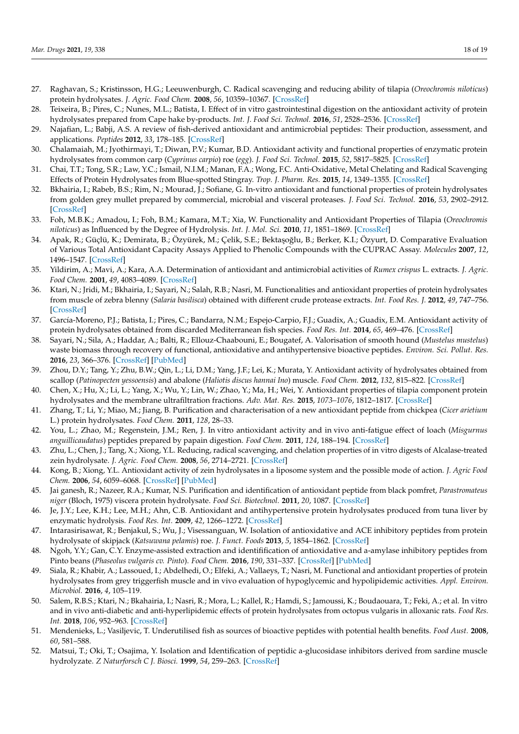27. Raghavan, S.; Kristinsson, H.G.; Leeuwenburgh, C. Radical scavenging and reducing ability of tilapia (*Oreochromis niloticus*) protein hydrolysates. *J. Agric. Food Chem.* **2008**, *56*, 10359–10367. [CrossRef]
28. Teixeira, B.; Pires, C.; Nunes, M.L.; Batista, I. Effect of in vitro gastrointestinal digestion on the antioxidant activity of protein hydrolysates prepared from Cape hake by-products. *Int. J. Food Sci. Technol.* **2016**, *51*, 2528–2536. [CrossRef]
29. Najafian, L.; Babji, A.S. A review of fish-derived antioxidant and antimicrobial peptides: Their production, assessment, and applications. *Peptides* **2012**, *33*, 178–185. [CrossRef]
30. Chalamaiah, M.; Jyothirmayi, T.; Diwan, P.V.; Kumar, B.D. Antioxidant activity and functional properties of enzymatic protein hydrolysates from common carp (*Cyprinus carpio*) roe (*egg*). *J. Food Sci. Technol.* **2015**, *52*, 5817–5825. [CrossRef]
31. Chai, T.T.; Tong, S.R.; Law, Y.C.; Ismail, N.I.M.; Manan, F.A.; Wong, F.C. Anti-Oxidative, Metal Chelating and Radical Scavenging Effects of Protein Hydrolysates from Blue-spotted Stingray. *Trop. J. Pharm. Res.* **2015**, *14*, 1349–1355. [CrossRef]
32. Bkhairia, I.; Rabeb, B.S.; Rim, N.; Mourad, J.; Sofiane, G. In-vitro antioxidant and functional properties of protein hydrolysates from golden grey mullet prepared by commercial, microbial and visceral proteases. *J. Food Sci. Technol.* **2016**, *53*, 2902–2912. [CrossRef]
33. Foh, M.B.K.; Amadou, I.; Foh, B.M.; Kamara, M.T.; Xia, W. Functionality and Antioxidant Properties of Tilapia (*Oreochromis niloticus*) as Influenced by the Degree of Hydrolysis. *Int. J. Mol. Sci.* **2010**, *11*, 1851–1869. [CrossRef]
34. Apak, R.; Güçlü, K.; Demirata, B.; Özyürek, M.; Çelik, S.E.; Bektaşoğlu, B.; Berker, K.I.; Özyurt, D. Comparative Evaluation of Various Total Antioxidant Capacity Assays Applied to Phenolic Compounds with the CUPRAC Assay. *Molecules* **2007**, *12*, 1496–1547. [CrossRef]
35. Yildirim, A.; Mavi, A.; Kara, A.A. Determination of antioxidant and antimicrobial activities of *Rumex crispus* L. extracts. *J. Agric. Food Chem.* **2001**, *49*, 4083–4089. [CrossRef]
36. Ktari, N.; Jridi, M.; Bkhairia, I.; Sayari, N.; Salah, R.B.; Nasri, M. Functionalities and antioxidant properties of protein hydrolysates from muscle of zebra blenny (*Salaria basilisca*) obtained with different crude protease extracts. *Int. Food Res. J.* **2012**, *49*, 747–756. [CrossRef]
37. García-Moreno, P.J.; Batista, I.; Pires, C.; Bandarra, N.M.; Espejo-Carpio, F.J.; Guadix, A.; Guadix, E.M. Antioxidant activity of protein hydrolysates obtained from discarded Mediterranean fish species. *Food Res. Int.* **2014**, *65*, 469–476. [CrossRef]
38. Sayari, N.; Sila, A.; Haddar, A.; Balti, R.; Ellouz-Chaabouni, E.; Bougatef, A. Valorisation of smooth hound (*Mustelus mustelus*) waste biomass through recovery of functional, antioxidative and antihypertensive bioactive peptides. *Environ. Sci. Pollut. Res.* **2016**, *23*, 366–376. [CrossRef] [PubMed]
39. Zhou, D.Y.; Tang, Y.; Zhu, B.W.; Qin, L.; Li, D.M.; Yang, J.F.; Lei, K.; Murata, Y. Antioxidant activity of hydrolysates obtained from scallop (*Patinopecten yessoensis*) and abalone (*Haliotis discus hannai Ino*) muscle. *Food Chem.* **2012**, *132*, 815–822. [CrossRef]
40. Chen, X.; Hu, X.; Li, L.; Yang, X.; Wu, Y.; Lin, W.; Zhao, Y.; Ma, H.; Wei, Y. Antioxidant properties of tilapia component protein hydrolysates and the membrane ultrafiltration fractions. *Adv. Mat. Res.* **2015**, *1073–1076*, 1812–1817. [CrossRef]
41. Zhang, T.; Li, Y.; Miao, M.; Jiang, B. Purification and characterisation of a new antioxidant peptide from chickpea (*Cicer arietium* L.) protein hydrolysates. *Food Chem.* **2011**, *128*, 28–33.
42. You, L.; Zhao, M.; Regenstein, J.M.; Ren, J. In vitro antioxidant activity and in vivo anti-fatigue effect of loach (*Misgurnus anguillicaudatus*) peptides prepared by papain digestion. *Food Chem.* **2011**, *124*, 188–194. [CrossRef]
43. Zhu, L.; Chen, J.; Tang, X.; Xiong, Y.L. Reducing, radical scavenging, and chelation properties of in vitro digests of Alcalase-treated zein hydrolysate. *J. Agric. Food Chem.* **2008**, *56*, 2714–2721. [CrossRef]
44. Kong, B.; Xiong, Y.L. Antioxidant activity of zein hydrolysates in a liposome system and the possible mode of action. *J. Agric Food Chem.* **2006**, *54*, 6059–6068. [CrossRef] [PubMed]
45. Jai ganesh, R.; Nazeer, R.A.; Kumar, N.S. Purification and identification of antioxidant peptide from black pomfret, *Parastromateus niger* (Bloch, 1975) viscera protein hydrolysate. *Food Sci. Biotechnol.* **2011**, *20*, 1087. [CrossRef]
46. Je, J.Y.; Lee, K.H.; Lee, M.H.; Ahn, C.B. Antioxidant and antihypertensive protein hydrolysates produced from tuna liver by enzymatic hydrolysis. *Food Res. Int.* **2009**, *42*, 1266–1272. [CrossRef]
47. Intarasirisawat, R.; Benjakul, S.; Wu, J.; Visessanguan, W. Isolation of antioxidative and ACE inhibitory peptides from protein hydrolysate of skipjack (*Katsuwana pelamis*) roe. *J. Funct. Foods* **2013**, *5*, 1854–1862. [CrossRef]
48. Ngoh, Y.Y.; Gan, C.Y. Enzyme-assisted extraction and identiffication of antioxidative and a-amylase inhibitory peptides from Pinto beans (*Phaseolus vulgaris cv. Pinto*). *Food Chem.* **2016**, *190*, 331–337. [CrossRef] [PubMed]
49. Siala, R.; Khabir, A.; Lassoued, I.; Abdelhedi, O.; Elfeki, A.; Vallaeys, T.; Nasri, M. Functional and antioxidant properties of protein hydrolysates from grey triggerfish muscle and in vivo evaluation of hypoglycemic and hypolipidemic activities. *Appl. Environ. Microbiol.* **2016**, *4*, 105–119.
50. Salem, R.B.S.; Ktari, N.; Bkahairia, I.; Nasri, R.; Mora, L.; Kallel, R.; Hamdi, S.; Jamoussi, K.; Boudaouara, T.; Feki, A.; et al. In vitro and in vivo anti-diabetic and anti-hyperlipidemic effects of protein hydrolysates from octopus vulgaris in alloxanic rats. *Food Res. Int.* **2018**, *106*, 952–963. [CrossRef]
51. Mendenieks, L.; Vasiljevic, T. Underutilised fish as sources of bioactive peptides with potential health benefits. *Food Aust.* **2008**, *60*, 581–588.
52. Matsui, T.; Oki, T.; Osajima, Y. Isolation and Identification of peptidic a-glucosidase inhibitors derived from sardine muscle hydrolyzate. *Z Naturforsch C J. Biosci.* **1999**, *54*, 259–263. [CrossRef]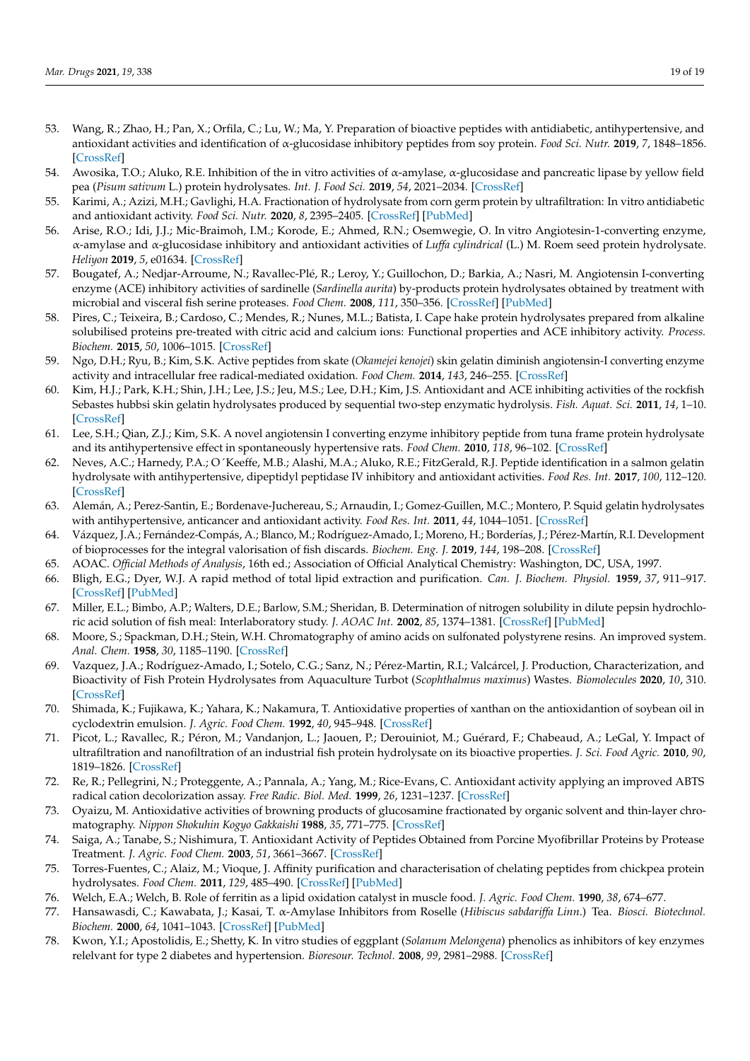53. Wang, R.; Zhao, H.; Pan, X.; Orfila, C.; Lu, W.; Ma, Y. Preparation of bioactive peptides with antidiabetic, antihypertensive, and antioxidant activities and identification of α-glucosidase inhibitory peptides from soy protein. *Food Sci. Nutr.* **2019**, *7*, 1848–1856. [CrossRef]
54. Awosika, T.O.; Aluko, R.E. Inhibition of the in vitro activities of α-amylase, α-glucosidase and pancreatic lipase by yellow field pea (*Pisum sativum* L.) protein hydrolysates. *Int. J. Food Sci.* **2019**, *54*, 2021–2034. [CrossRef]
55. Karimi, A.; Azizi, M.H.; Gavlighi, H.A. Fractionation of hydrolysate from corn germ protein by ultrafiltration: In vitro antidiabetic and antioxidant activity. *Food Sci. Nutr.* **2020**, *8*, 2395–2405. [CrossRef] [PubMed]
56. Arise, R.O.; Idi, J.J.; Mic-Braimoh, I.M.; Korode, E.; Ahmed, R.N.; Osemwegie, O. In vitro Angiotesin-1-converting enzyme, α-amylase and α-glucosidase inhibitory and antioxidant activities of *Luffa cylindrical* (L.) M. Roem seed protein hydrolysate. *Heliyon* **2019**, *5*, e01634. [CrossRef]
57. Bougatef, A.; Nedjar-Arroume, N.; Ravallec-Plé, R.; Leroy, Y.; Guillochon, D.; Barkia, A.; Nasri, M. Angiotensin I-converting enzyme (ACE) inhibitory activities of sardinelle (*Sardinella aurita*) by-products protein hydrolysates obtained by treatment with microbial and visceral fish serine proteases. *Food Chem.* **2008**, *111*, 350–356. [CrossRef] [PubMed]
58. Pires, C.; Teixeira, B.; Cardoso, C.; Mendes, R.; Nunes, M.L.; Batista, I. Cape hake protein hydrolysates prepared from alkaline solubilised proteins pre-treated with citric acid and calcium ions: Functional properties and ACE inhibitory activity. *Process. Biochem.* **2015**, *50*, 1006–1015. [CrossRef]
59. Ngo, D.H.; Ryu, B.; Kim, S.K. Active peptides from skate (*Okamejei kenojei*) skin gelatin diminish angiotensin-I converting enzyme activity and intracellular free radical-mediated oxidation. *Food Chem.* **2014**, *143*, 246–255. [CrossRef]
60. Kim, H.J.; Park, K.H.; Shin, J.H.; Lee, J.S.; Jeu, M.S.; Lee, D.H.; Kim, J.S. Antioxidant and ACE inhibiting activities of the rockfish Sebastes hubbsi skin gelatin hydrolysates produced by sequential two-step enzymatic hydrolysis. *Fish. Aquat. Sci.* **2011**, *14*, 1–10. [CrossRef]
61. Lee, S.H.; Qian, Z.J.; Kim, S.K. A novel angiotensin I converting enzyme inhibitory peptide from tuna frame protein hydrolysate and its antihypertensive effect in spontaneously hypertensive rats. *Food Chem.* **2010**, *118*, 96–102. [CrossRef]
62. Neves, A.C.; Harnedy, P.A.; O´Keeffe, M.B.; Alashi, M.A.; Aluko, R.E.; FitzGerald, R.J. Peptide identification in a salmon gelatin hydrolysate with antihypertensive, dipeptidyl peptidase IV inhibitory and antioxidant activities. *Food Res. Int.* **2017**, *100*, 112–120. [CrossRef]
63. Alemán, A.; Perez-Santin, E.; Bordenave-Juchereau, S.; Arnaudin, I.; Gomez-Guillen, M.C.; Montero, P. Squid gelatin hydrolysates with antihypertensive, anticancer and antioxidant activity. *Food Res. Int.* **2011**, *44*, 1044–1051. [CrossRef]
64. Vázquez, J.A.; Fernández-Compás, A.; Blanco, M.; Rodríguez-Amado, I.; Moreno, H.; Borderías, J.; Pérez-Martín, R.I. Development of bioprocesses for the integral valorisation of fish discards. *Biochem. Eng. J.* **2019**, *144*, 198–208. [CrossRef]
65. AOAC. *Official Methods of Analysis*, 16th ed.; Association of Official Analytical Chemistry: Washington, DC, USA, 1997.
66. Bligh, E.G.; Dyer, W.J. A rapid method of total lipid extraction and purification. *Can. J. Biochem. Physiol.* **1959**, *37*, 911–917. [CrossRef] [PubMed]
67. Miller, E.L.; Bimbo, A.P.; Walters, D.E.; Barlow, S.M.; Sheridan, B. Determination of nitrogen solubility in dilute pepsin hydrochloric acid solution of fish meal: Interlaboratory study. *J. AOAC Int.* **2002**, *85*, 1374–1381. [CrossRef] [PubMed]
68. Moore, S.; Spackman, D.H.; Stein, W.H. Chromatography of amino acids on sulfonated polystyrene resins. An improved system. *Anal. Chem.* **1958**, *30*, 1185–1190. [CrossRef]
69. Vazquez, J.A.; Rodríguez-Amado, I.; Sotelo, C.G.; Sanz, N.; Pérez-Martin, R.I.; Valcárcel, J. Production, Characterization, and Bioactivity of Fish Protein Hydrolysates from Aquaculture Turbot (*Scophthalmus maximus*) Wastes. *Biomolecules* **2020**, *10*, 310. [CrossRef]
70. Shimada, K.; Fujikawa, K.; Yahara, K.; Nakamura, T. Antioxidative properties of xanthan on the antioxidantion of soybean oil in cyclodextrin emulsion. *J. Agric. Food Chem.* **1992**, *40*, 945–948. [CrossRef]
71. Picot, L.; Ravallec, R.; Péron, M.; Vandanjon, L.; Jaouen, P.; Derouiniot, M.; Guérard, F.; Chabeaud, A.; LeGal, Y. Impact of ultrafiltration and nanofiltration of an industrial fish protein hydrolysate on its bioactive properties. *J. Sci. Food Agric.* **2010**, *90*, 1819–1826. [CrossRef]
72. Re, R.; Pellegrini, N.; Proteggente, A.; Pannala, A.; Yang, M.; Rice-Evans, C. Antioxidant activity applying an improved ABTS radical cation decolorization assay. *Free Radic. Biol. Med.* **1999**, *26*, 1231–1237. [CrossRef]
73. Oyaizu, M. Antioxidative activities of browning products of glucosamine fractionated by organic solvent and thin-layer chromatography. *Nippon Shokuhin Kogyo Gakkaishi* **1988**, *35*, 771–775. [CrossRef]
74. Saiga, A.; Tanabe, S.; Nishimura, T. Antioxidant Activity of Peptides Obtained from Porcine Myofibrillar Proteins by Protease Treatment. *J. Agric. Food Chem.* **2003**, *51*, 3661–3667. [CrossRef]
75. Torres-Fuentes, C.; Alaiz, M.; Vioque, J. Affinity purification and characterisation of chelating peptides from chickpea protein hydrolysates. *Food Chem.* **2011**, *129*, 485–490. [CrossRef] [PubMed]
76. Welch, E.A.; Welch, B. Role of ferritin as a lipid oxidation catalyst in muscle food. *J. Agric. Food Chem.* **1990**, *38*, 674–677.
77. Hansawasdi, C.; Kawabata, J.; Kasai, T. α-Amylase Inhibitors from Roselle (*Hibiscus sabdariffa Linn.*) Tea. *Biosci. Biotechnol. Biochem.* **2000**, *64*, 1041–1043. [CrossRef] [PubMed]
78. Kwon, Y.I.; Apostolidis, E.; Shetty, K. In vitro studies of eggplant (*Solanum Melongena*) phenolics as inhibitors of key enzymes relelvant for type 2 diabetes and hypertension. *Bioresour. Technol.* **2008**, *99*, 2981–2988. [CrossRef]